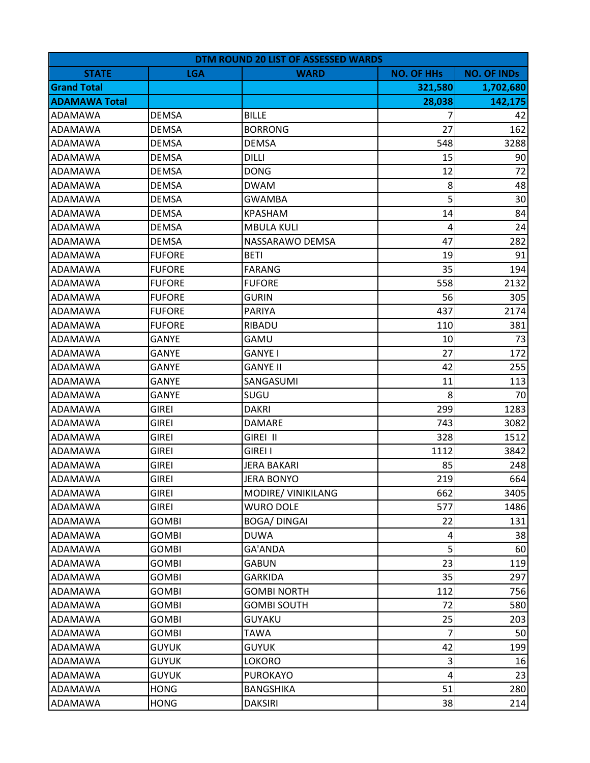| DTM ROUND 20 LIST OF ASSESSED WARDS | | | | |
|---|---|---|---|---|
| **STATE** | **LGA** | **WARD** | **NO. OF HHs** | **NO. OF INDs** |
| **Grand Total** | | | **321,580** | **1,702,680** |
| **ADAMAWA Total** | | | **28,038** | **142,175** |
| ADAMAWA | DEMSA | BILLE | 7 | 42 |
| ADAMAWA | DEMSA | BORRONG | 27 | 162 |
| ADAMAWA | DEMSA | DEMSA | 548 | 3288 |
| ADAMAWA | DEMSA | DILLI | 15 | 90 |
| ADAMAWA | DEMSA | DONG | 12 | 72 |
| ADAMAWA | DEMSA | DWAM | 8 | 48 |
| ADAMAWA | DEMSA | GWAMBA | 5 | 30 |
| ADAMAWA | DEMSA | KPASHAM | 14 | 84 |
| ADAMAWA | DEMSA | MBULA KULI | 4 | 24 |
| ADAMAWA | DEMSA | NASSARAWO DEMSA | 47 | 282 |
| ADAMAWA | FUFORE | BETI | 19 | 91 |
| ADAMAWA | FUFORE | FARANG | 35 | 194 |
| ADAMAWA | FUFORE | FUFORE | 558 | 2132 |
| ADAMAWA | FUFORE | GURIN | 56 | 305 |
| ADAMAWA | FUFORE | PARIYA | 437 | 2174 |
| ADAMAWA | FUFORE | RIBADU | 110 | 381 |
| ADAMAWA | GANYE | GAMU | 10 | 73 |
| ADAMAWA | GANYE | GANYE I | 27 | 172 |
| ADAMAWA | GANYE | GANYE II | 42 | 255 |
| ADAMAWA | GANYE | SANGASUMI | 11 | 113 |
| ADAMAWA | GANYE | SUGU | 8 | 70 |
| ADAMAWA | GIREI | DAKRI | 299 | 1283 |
| ADAMAWA | GIREI | DAMARE | 743 | 3082 |
| ADAMAWA | GIREI | GIREI II | 328 | 1512 |
| ADAMAWA | GIREI | GIREI I | 1112 | 3842 |
| ADAMAWA | GIREI | JERA BAKARI | 85 | 248 |
| ADAMAWA | GIREI | JERA BONYO | 219 | 664 |
| ADAMAWA | GIREI | MODIRE/ VINIKILANG | 662 | 3405 |
| ADAMAWA | GIREI | WURO DOLE | 577 | 1486 |
| ADAMAWA | GOMBI | BOGA/ DINGAI | 22 | 131 |
| ADAMAWA | GOMBI | DUWA | 4 | 38 |
| ADAMAWA | GOMBI | GA'ANDA | 5 | 60 |
| ADAMAWA | GOMBI | GABUN | 23 | 119 |
| ADAMAWA | GOMBI | GARKIDA | 35 | 297 |
| ADAMAWA | GOMBI | GOMBI NORTH | 112 | 756 |
| ADAMAWA | GOMBI | GOMBI SOUTH | 72 | 580 |
| ADAMAWA | GOMBI | GUYAKU | 25 | 203 |
| ADAMAWA | GOMBI | TAWA | 7 | 50 |
| ADAMAWA | GUYUK | GUYUK | 42 | 199 |
| ADAMAWA | GUYUK | LOKORO | 3 | 16 |
| ADAMAWA | GUYUK | PUROKAYO | 4 | 23 |
| ADAMAWA | HONG | BANGSHIKA | 51 | 280 |
| ADAMAWA | HONG | DAKSIRI | 38 | 214 |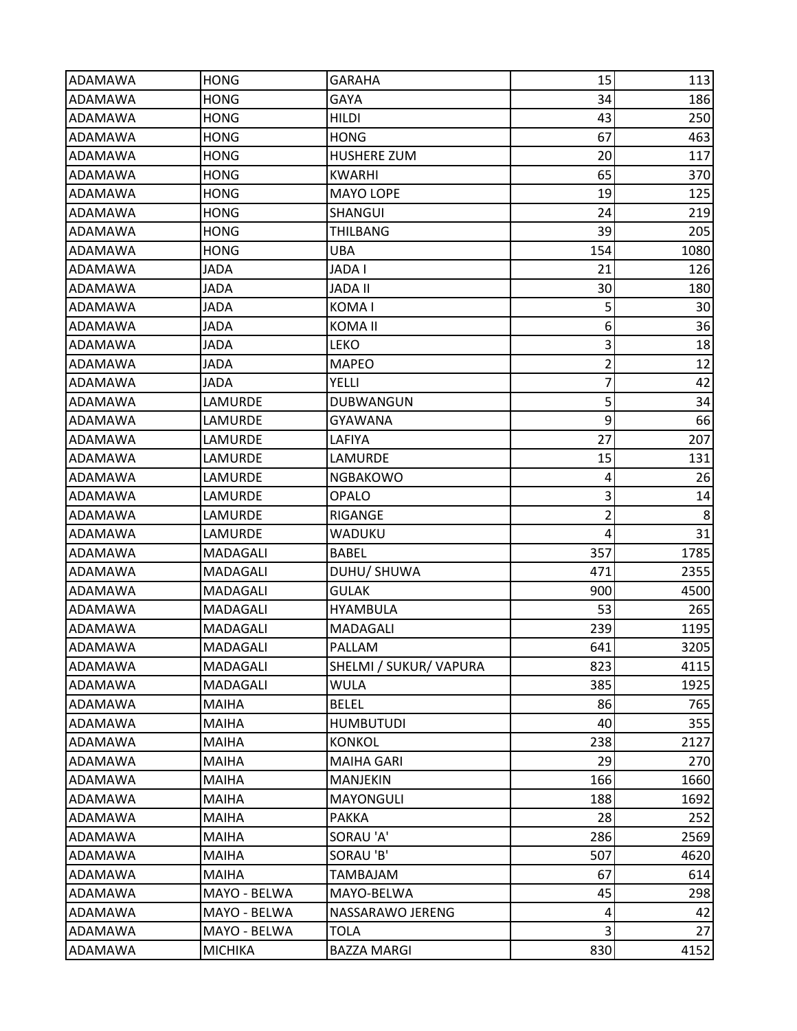| | | | | |
|---|---|---|---|---|
| ADAMAWA | HONG | GARAHA | 15 | 113 |
| ADAMAWA | HONG | GAYA | 34 | 186 |
| ADAMAWA | HONG | HILDI | 43 | 250 |
| ADAMAWA | HONG | HONG | 67 | 463 |
| ADAMAWA | HONG | HUSHERE ZUM | 20 | 117 |
| ADAMAWA | HONG | KWARHI | 65 | 370 |
| ADAMAWA | HONG | MAYO LOPE | 19 | 125 |
| ADAMAWA | HONG | SHANGUI | 24 | 219 |
| ADAMAWA | HONG | THILBANG | 39 | 205 |
| ADAMAWA | HONG | UBA | 154 | 1080 |
| ADAMAWA | JADA | JADA I | 21 | 126 |
| ADAMAWA | JADA | JADA II | 30 | 180 |
| ADAMAWA | JADA | KOMA I | 5 | 30 |
| ADAMAWA | JADA | KOMA II | 6 | 36 |
| ADAMAWA | JADA | LEKO | 3 | 18 |
| ADAMAWA | JADA | MAPEO | 2 | 12 |
| ADAMAWA | JADA | YELLI | 7 | 42 |
| ADAMAWA | LAMURDE | DUBWANGUN | 5 | 34 |
| ADAMAWA | LAMURDE | GYAWANA | 9 | 66 |
| ADAMAWA | LAMURDE | LAFIYA | 27 | 207 |
| ADAMAWA | LAMURDE | LAMURDE | 15 | 131 |
| ADAMAWA | LAMURDE | NGBAKOWO | 4 | 26 |
| ADAMAWA | LAMURDE | OPALO | 3 | 14 |
| ADAMAWA | LAMURDE | RIGANGE | 2 | 8 |
| ADAMAWA | LAMURDE | WADUKU | 4 | 31 |
| ADAMAWA | MADAGALI | BABEL | 357 | 1785 |
| ADAMAWA | MADAGALI | DUHU/ SHUWA | 471 | 2355 |
| ADAMAWA | MADAGALI | GULAK | 900 | 4500 |
| ADAMAWA | MADAGALI | HYAMBULA | 53 | 265 |
| ADAMAWA | MADAGALI | MADAGALI | 239 | 1195 |
| ADAMAWA | MADAGALI | PALLAM | 641 | 3205 |
| ADAMAWA | MADAGALI | SHELMI / SUKUR/ VAPURA | 823 | 4115 |
| ADAMAWA | MADAGALI | WULA | 385 | 1925 |
| ADAMAWA | MAIHA | BELEL | 86 | 765 |
| ADAMAWA | MAIHA | HUMBUTUDI | 40 | 355 |
| ADAMAWA | MAIHA | KONKOL | 238 | 2127 |
| ADAMAWA | MAIHA | MAIHA GARI | 29 | 270 |
| ADAMAWA | MAIHA | MANJEKIN | 166 | 1660 |
| ADAMAWA | MAIHA | MAYONGULI | 188 | 1692 |
| ADAMAWA | MAIHA | PAKKA | 28 | 252 |
| ADAMAWA | MAIHA | SORAU 'A' | 286 | 2569 |
| ADAMAWA | MAIHA | SORAU 'B' | 507 | 4620 |
| ADAMAWA | MAIHA | TAMBAJAM | 67 | 614 |
| ADAMAWA | MAYO - BELWA | MAYO-BELWA | 45 | 298 |
| ADAMAWA | MAYO - BELWA | NASSARAWO JERENG | 4 | 42 |
| ADAMAWA | MAYO - BELWA | TOLA | 3 | 27 |
| ADAMAWA | MICHIKA | BAZZA MARGI | 830 | 4152 |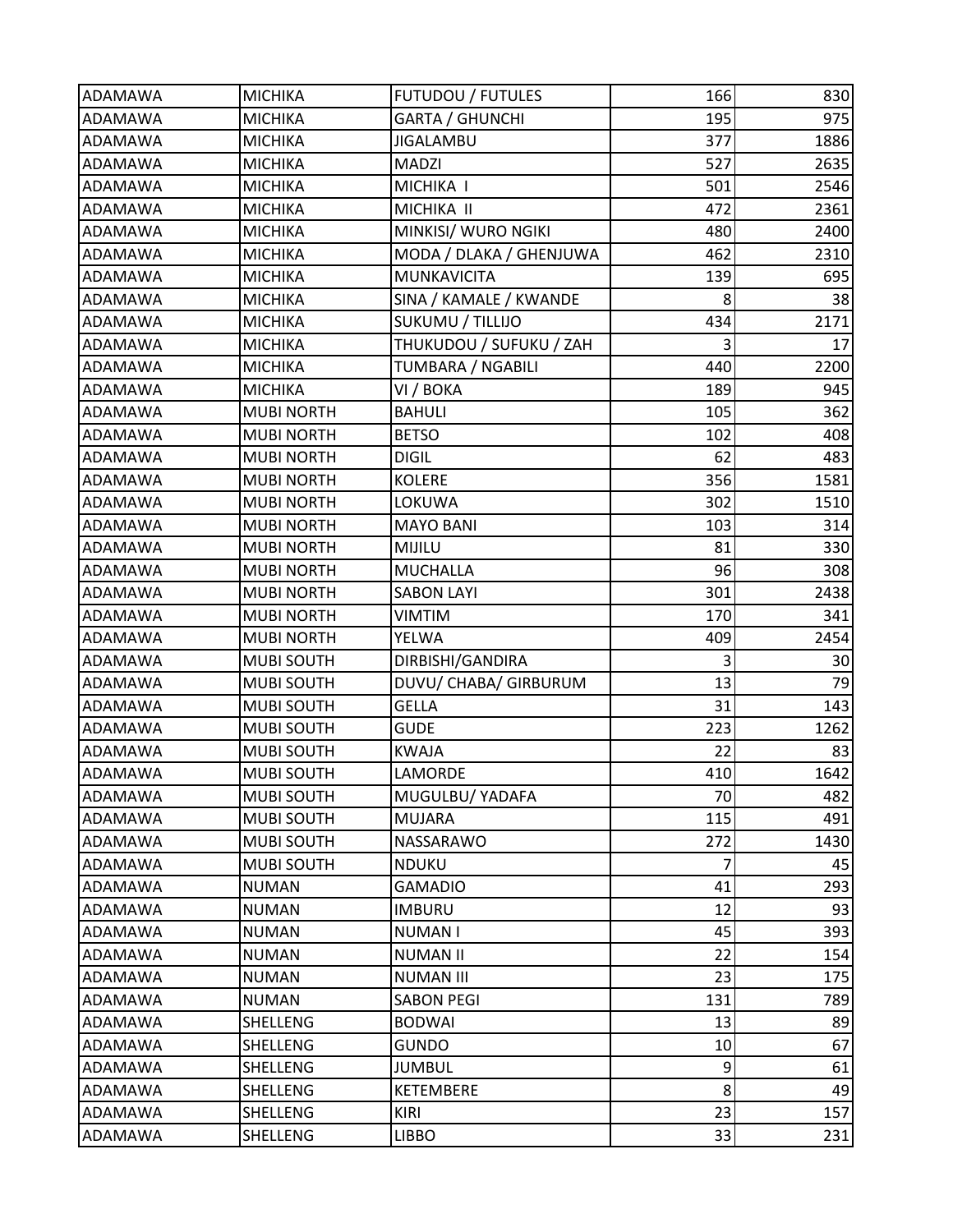| | | | | |
|---|---|---|---|---|
| ADAMAWA | MICHIKA | FUTUDOU / FUTULES | 166 | 830 |
| ADAMAWA | MICHIKA | GARTA / GHUNCHI | 195 | 975 |
| ADAMAWA | MICHIKA | JIGALAMBU | 377 | 1886 |
| ADAMAWA | MICHIKA | MADZI | 527 | 2635 |
| ADAMAWA | MICHIKA | MICHIKA I | 501 | 2546 |
| ADAMAWA | MICHIKA | MICHIKA II | 472 | 2361 |
| ADAMAWA | MICHIKA | MINKISI/ WURO NGIKI | 480 | 2400 |
| ADAMAWA | MICHIKA | MODA / DLAKA / GHENJUWA | 462 | 2310 |
| ADAMAWA | MICHIKA | MUNKAVICITA | 139 | 695 |
| ADAMAWA | MICHIKA | SINA / KAMALE / KWANDE | 8 | 38 |
| ADAMAWA | MICHIKA | SUKUMU / TILLIJO | 434 | 2171 |
| ADAMAWA | MICHIKA | THUKUDOU / SUFUKU / ZAH | 3 | 17 |
| ADAMAWA | MICHIKA | TUMBARA / NGABILI | 440 | 2200 |
| ADAMAWA | MICHIKA | VI / BOKA | 189 | 945 |
| ADAMAWA | MUBI NORTH | BAHULI | 105 | 362 |
| ADAMAWA | MUBI NORTH | BETSO | 102 | 408 |
| ADAMAWA | MUBI NORTH | DIGIL | 62 | 483 |
| ADAMAWA | MUBI NORTH | KOLERE | 356 | 1581 |
| ADAMAWA | MUBI NORTH | LOKUWA | 302 | 1510 |
| ADAMAWA | MUBI NORTH | MAYO BANI | 103 | 314 |
| ADAMAWA | MUBI NORTH | MIJILU | 81 | 330 |
| ADAMAWA | MUBI NORTH | MUCHALLA | 96 | 308 |
| ADAMAWA | MUBI NORTH | SABON LAYI | 301 | 2438 |
| ADAMAWA | MUBI NORTH | VIMTIM | 170 | 341 |
| ADAMAWA | MUBI NORTH | YELWA | 409 | 2454 |
| ADAMAWA | MUBI SOUTH | DIRBISHI/GANDIRA | 3 | 30 |
| ADAMAWA | MUBI SOUTH | DUVU/ CHABA/ GIRBURUM | 13 | 79 |
| ADAMAWA | MUBI SOUTH | GELLA | 31 | 143 |
| ADAMAWA | MUBI SOUTH | GUDE | 223 | 1262 |
| ADAMAWA | MUBI SOUTH | KWAJA | 22 | 83 |
| ADAMAWA | MUBI SOUTH | LAMORDE | 410 | 1642 |
| ADAMAWA | MUBI SOUTH | MUGULBU/ YADAFA | 70 | 482 |
| ADAMAWA | MUBI SOUTH | MUJARA | 115 | 491 |
| ADAMAWA | MUBI SOUTH | NASSARAWO | 272 | 1430 |
| ADAMAWA | MUBI SOUTH | NDUKU | 7 | 45 |
| ADAMAWA | NUMAN | GAMADIO | 41 | 293 |
| ADAMAWA | NUMAN | IMBURU | 12 | 93 |
| ADAMAWA | NUMAN | NUMAN I | 45 | 393 |
| ADAMAWA | NUMAN | NUMAN II | 22 | 154 |
| ADAMAWA | NUMAN | NUMAN III | 23 | 175 |
| ADAMAWA | NUMAN | SABON PEGI | 131 | 789 |
| ADAMAWA | SHELLENG | BODWAI | 13 | 89 |
| ADAMAWA | SHELLENG | GUNDO | 10 | 67 |
| ADAMAWA | SHELLENG | JUMBUL | 9 | 61 |
| ADAMAWA | SHELLENG | KETEMBERE | 8 | 49 |
| ADAMAWA | SHELLENG | KIRI | 23 | 157 |
| ADAMAWA | SHELLENG | LIBBO | 33 | 231 |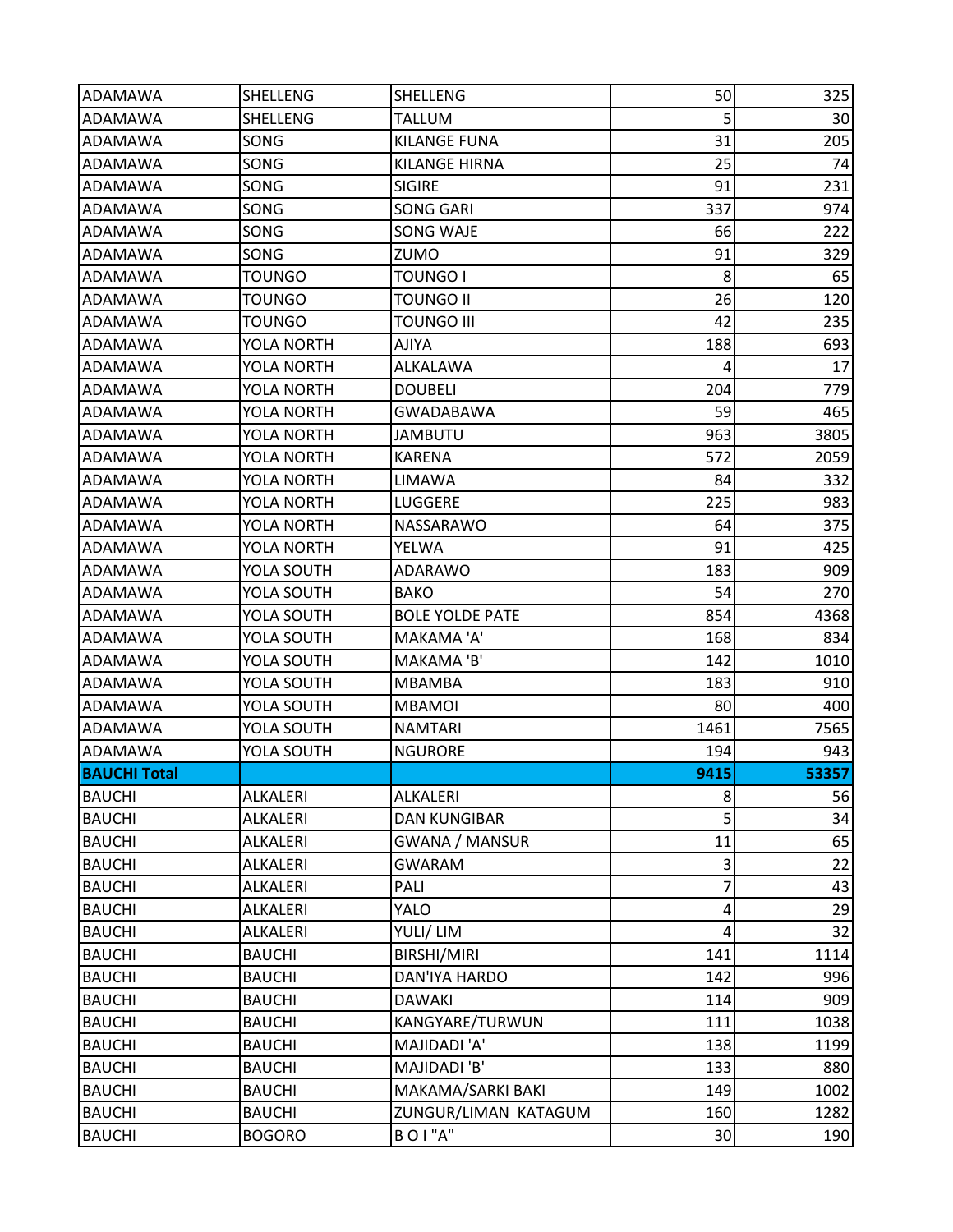| | | | | |
|---|---|---|---|---|
| ADAMAWA | SHELLENG | SHELLENG | 50 | 325 |
| ADAMAWA | SHELLENG | TALLUM | 5 | 30 |
| ADAMAWA | SONG | KILANGE FUNA | 31 | 205 |
| ADAMAWA | SONG | KILANGE HIRNA | 25 | 74 |
| ADAMAWA | SONG | SIGIRE | 91 | 231 |
| ADAMAWA | SONG | SONG GARI | 337 | 974 |
| ADAMAWA | SONG | SONG WAJE | 66 | 222 |
| ADAMAWA | SONG | ZUMO | 91 | 329 |
| ADAMAWA | TOUNGO | TOUNGO I | 8 | 65 |
| ADAMAWA | TOUNGO | TOUNGO II | 26 | 120 |
| ADAMAWA | TOUNGO | TOUNGO III | 42 | 235 |
| ADAMAWA | YOLA NORTH | AJIYA | 188 | 693 |
| ADAMAWA | YOLA NORTH | ALKALAWA | 4 | 17 |
| ADAMAWA | YOLA NORTH | DOUBELI | 204 | 779 |
| ADAMAWA | YOLA NORTH | GWADABAWA | 59 | 465 |
| ADAMAWA | YOLA NORTH | JAMBUTU | 963 | 3805 |
| ADAMAWA | YOLA NORTH | KARENA | 572 | 2059 |
| ADAMAWA | YOLA NORTH | LIMAWA | 84 | 332 |
| ADAMAWA | YOLA NORTH | LUGGERE | 225 | 983 |
| ADAMAWA | YOLA NORTH | NASSARAWO | 64 | 375 |
| ADAMAWA | YOLA NORTH | YELWA | 91 | 425 |
| ADAMAWA | YOLA SOUTH | ADARAWO | 183 | 909 |
| ADAMAWA | YOLA SOUTH | BAKO | 54 | 270 |
| ADAMAWA | YOLA SOUTH | BOLE YOLDE PATE | 854 | 4368 |
| ADAMAWA | YOLA SOUTH | MAKAMA 'A' | 168 | 834 |
| ADAMAWA | YOLA SOUTH | MAKAMA 'B' | 142 | 1010 |
| ADAMAWA | YOLA SOUTH | MBAMBA | 183 | 910 |
| ADAMAWA | YOLA SOUTH | MBAMOI | 80 | 400 |
| ADAMAWA | YOLA SOUTH | NAMTARI | 1461 | 7565 |
| ADAMAWA | YOLA SOUTH | NGURORE | 194 | 943 |
| **BAUCHI Total** | | | **9415** | **53357** |
| BAUCHI | ALKALERI | ALKALERI | 8 | 56 |
| BAUCHI | ALKALERI | DAN KUNGIBAR | 5 | 34 |
| BAUCHI | ALKALERI | GWANA / MANSUR | 11 | 65 |
| BAUCHI | ALKALERI | GWARAM | 3 | 22 |
| BAUCHI | ALKALERI | PALI | 7 | 43 |
| BAUCHI | ALKALERI | YALO | 4 | 29 |
| BAUCHI | ALKALERI | YULI/ LIM | 4 | 32 |
| BAUCHI | BAUCHI | BIRSHI/MIRI | 141 | 1114 |
| BAUCHI | BAUCHI | DAN'IYA HARDO | 142 | 996 |
| BAUCHI | BAUCHI | DAWAKI | 114 | 909 |
| BAUCHI | BAUCHI | KANGYARE/TURWUN | 111 | 1038 |
| BAUCHI | BAUCHI | MAJIDADI 'A' | 138 | 1199 |
| BAUCHI | BAUCHI | MAJIDADI 'B' | 133 | 880 |
| BAUCHI | BAUCHI | MAKAMA/SARKI BAKI | 149 | 1002 |
| BAUCHI | BAUCHI | ZUNGUR/LIMAN KATAGUM | 160 | 1282 |
| BAUCHI | BOGORO | B O I "A" | 30 | 190 |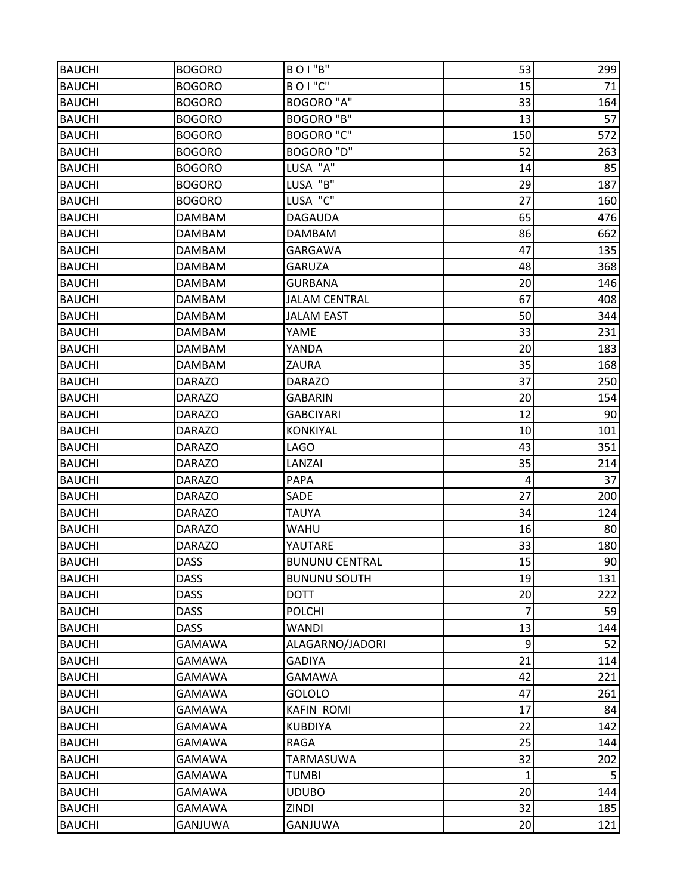| BAUCHI | BOGORO | B O I "B" | 53 | 299 |
|---|---|---|---|---|
| BAUCHI | BOGORO | B O I "C" | 15 | 71 |
| BAUCHI | BOGORO | BOGORO "A" | 33 | 164 |
| BAUCHI | BOGORO | BOGORO "B" | 13 | 57 |
| BAUCHI | BOGORO | BOGORO "C" | 150 | 572 |
| BAUCHI | BOGORO | BOGORO "D" | 52 | 263 |
| BAUCHI | BOGORO | LUSA "A" | 14 | 85 |
| BAUCHI | BOGORO | LUSA "B" | 29 | 187 |
| BAUCHI | BOGORO | LUSA "C" | 27 | 160 |
| BAUCHI | DAMBAM | DAGAUDA | 65 | 476 |
| BAUCHI | DAMBAM | DAMBAM | 86 | 662 |
| BAUCHI | DAMBAM | GARGAWA | 47 | 135 |
| BAUCHI | DAMBAM | GARUZA | 48 | 368 |
| BAUCHI | DAMBAM | GURBANA | 20 | 146 |
| BAUCHI | DAMBAM | JALAM CENTRAL | 67 | 408 |
| BAUCHI | DAMBAM | JALAM EAST | 50 | 344 |
| BAUCHI | DAMBAM | YAME | 33 | 231 |
| BAUCHI | DAMBAM | YANDA | 20 | 183 |
| BAUCHI | DAMBAM | ZAURA | 35 | 168 |
| BAUCHI | DARAZO | DARAZO | 37 | 250 |
| BAUCHI | DARAZO | GABARIN | 20 | 154 |
| BAUCHI | DARAZO | GABCIYARI | 12 | 90 |
| BAUCHI | DARAZO | KONKIYAL | 10 | 101 |
| BAUCHI | DARAZO | LAGO | 43 | 351 |
| BAUCHI | DARAZO | LANZAI | 35 | 214 |
| BAUCHI | DARAZO | PAPA | 4 | 37 |
| BAUCHI | DARAZO | SADE | 27 | 200 |
| BAUCHI | DARAZO | TAUYA | 34 | 124 |
| BAUCHI | DARAZO | WAHU | 16 | 80 |
| BAUCHI | DARAZO | YAUTARE | 33 | 180 |
| BAUCHI | DASS | BUNUNU CENTRAL | 15 | 90 |
| BAUCHI | DASS | BUNUNU SOUTH | 19 | 131 |
| BAUCHI | DASS | DOTT | 20 | 222 |
| BAUCHI | DASS | POLCHI | 7 | 59 |
| BAUCHI | DASS | WANDI | 13 | 144 |
| BAUCHI | GAMAWA | ALAGARNO/JADORI | 9 | 52 |
| BAUCHI | GAMAWA | GADIYA | 21 | 114 |
| BAUCHI | GAMAWA | GAMAWA | 42 | 221 |
| BAUCHI | GAMAWA | GOLOLO | 47 | 261 |
| BAUCHI | GAMAWA | KAFIN ROMI | 17 | 84 |
| BAUCHI | GAMAWA | KUBDIYA | 22 | 142 |
| BAUCHI | GAMAWA | RAGA | 25 | 144 |
| BAUCHI | GAMAWA | TARMASUWA | 32 | 202 |
| BAUCHI | GAMAWA | TUMBI | 1 | 5 |
| BAUCHI | GAMAWA | UDUBO | 20 | 144 |
| BAUCHI | GAMAWA | ZINDI | 32 | 185 |
| BAUCHI | GANJUWA | GANJUWA | 20 | 121 |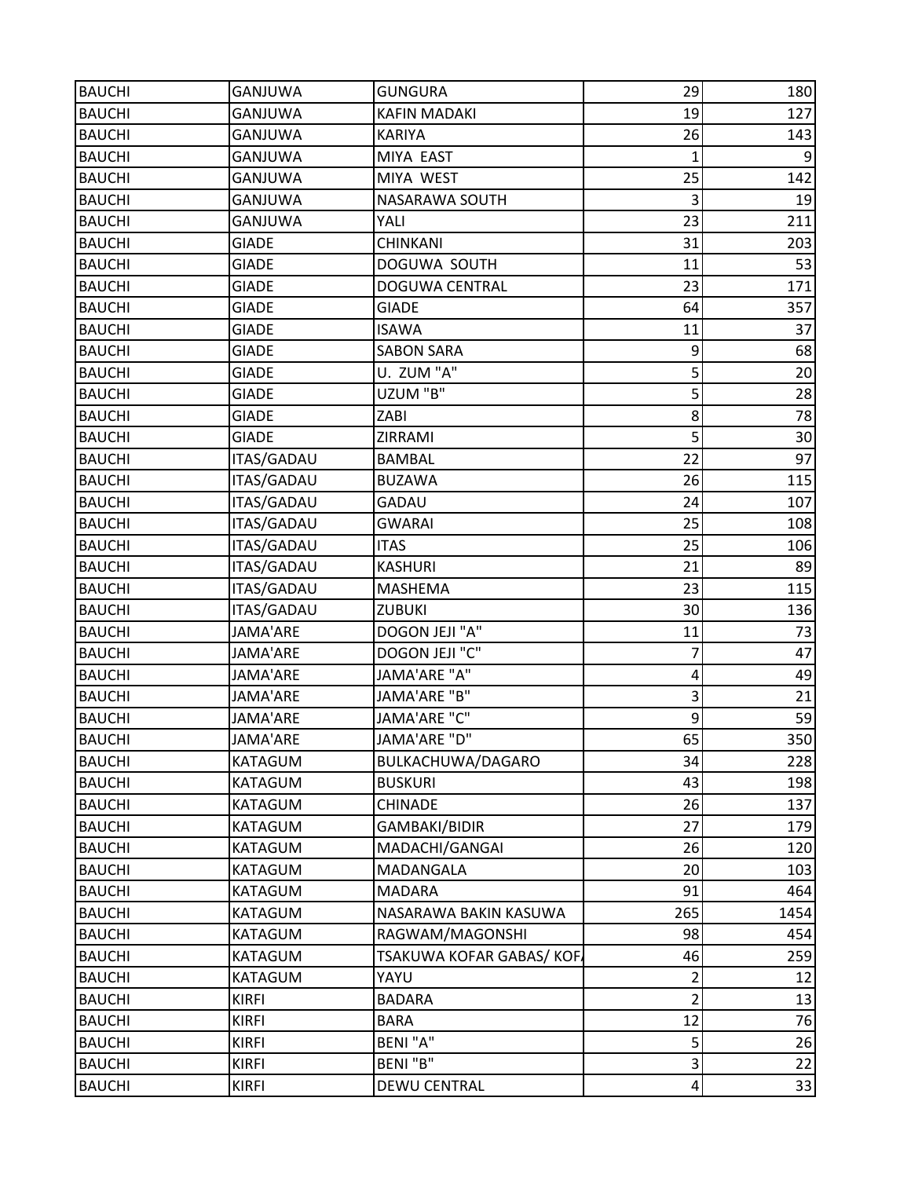| BAUCHI | GANJUWA | GUNGURA | 29 | 180 |
|---|---|---|---|---|
| BAUCHI | GANJUWA | KAFIN MADAKI | 19 | 127 |
| BAUCHI | GANJUWA | KARIYA | 26 | 143 |
| BAUCHI | GANJUWA | MIYA EAST | 1 | 9 |
| BAUCHI | GANJUWA | MIYA WEST | 25 | 142 |
| BAUCHI | GANJUWA | NASARAWA SOUTH | 3 | 19 |
| BAUCHI | GANJUWA | YALI | 23 | 211 |
| BAUCHI | GIADE | CHINKANI | 31 | 203 |
| BAUCHI | GIADE | DOGUWA SOUTH | 11 | 53 |
| BAUCHI | GIADE | DOGUWA CENTRAL | 23 | 171 |
| BAUCHI | GIADE | GIADE | 64 | 357 |
| BAUCHI | GIADE | ISAWA | 11 | 37 |
| BAUCHI | GIADE | SABON SARA | 9 | 68 |
| BAUCHI | GIADE | U. ZUM "A" | 5 | 20 |
| BAUCHI | GIADE | UZUM "B" | 5 | 28 |
| BAUCHI | GIADE | ZABI | 8 | 78 |
| BAUCHI | GIADE | ZIRRAMI | 5 | 30 |
| BAUCHI | ITAS/GADAU | BAMBAL | 22 | 97 |
| BAUCHI | ITAS/GADAU | BUZAWA | 26 | 115 |
| BAUCHI | ITAS/GADAU | GADAU | 24 | 107 |
| BAUCHI | ITAS/GADAU | GWARAI | 25 | 108 |
| BAUCHI | ITAS/GADAU | ITAS | 25 | 106 |
| BAUCHI | ITAS/GADAU | KASHURI | 21 | 89 |
| BAUCHI | ITAS/GADAU | MASHEMA | 23 | 115 |
| BAUCHI | ITAS/GADAU | ZUBUKI | 30 | 136 |
| BAUCHI | JAMA'ARE | DOGON JEJI "A" | 11 | 73 |
| BAUCHI | JAMA'ARE | DOGON JEJI "C" | 7 | 47 |
| BAUCHI | JAMA'ARE | JAMA'ARE "A" | 4 | 49 |
| BAUCHI | JAMA'ARE | JAMA'ARE "B" | 3 | 21 |
| BAUCHI | JAMA'ARE | JAMA'ARE "C" | 9 | 59 |
| BAUCHI | JAMA'ARE | JAMA'ARE "D" | 65 | 350 |
| BAUCHI | KATAGUM | BULKACHUWA/DAGARO | 34 | 228 |
| BAUCHI | KATAGUM | BUSKURI | 43 | 198 |
| BAUCHI | KATAGUM | CHINADE | 26 | 137 |
| BAUCHI | KATAGUM | GAMBAKI/BIDIR | 27 | 179 |
| BAUCHI | KATAGUM | MADACHI/GANGAI | 26 | 120 |
| BAUCHI | KATAGUM | MADANGALA | 20 | 103 |
| BAUCHI | KATAGUM | MADARA | 91 | 464 |
| BAUCHI | KATAGUM | NASARAWA BAKIN KASUWA | 265 | 1454 |
| BAUCHI | KATAGUM | RAGWAM/MAGONSHI | 98 | 454 |
| BAUCHI | KATAGUM | TSAKUWA KOFAR GABAS/ KOF | 46 | 259 |
| BAUCHI | KATAGUM | YAYU | 2 | 12 |
| BAUCHI | KIRFI | BADARA | 2 | 13 |
| BAUCHI | KIRFI | BARA | 12 | 76 |
| BAUCHI | KIRFI | BENI "A" | 5 | 26 |
| BAUCHI | KIRFI | BENI "B" | 3 | 22 |
| BAUCHI | KIRFI | DEWU CENTRAL | 4 | 33 |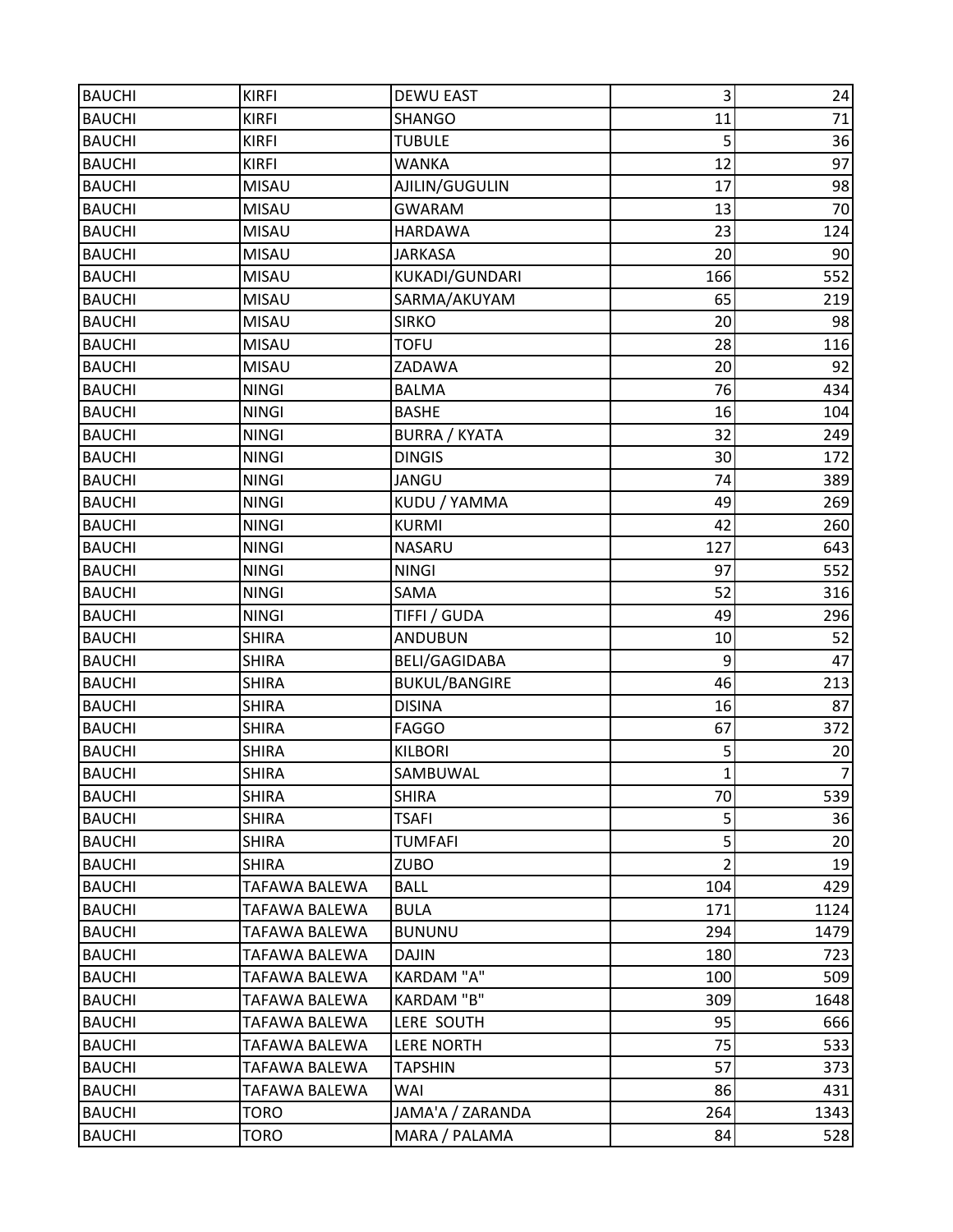| | | | | |
|---|---|---|---|---|
| BAUCHI | KIRFI | DEWU EAST | 3 | 24 |
| BAUCHI | KIRFI | SHANGO | 11 | 71 |
| BAUCHI | KIRFI | TUBULE | 5 | 36 |
| BAUCHI | KIRFI | WANKA | 12 | 97 |
| BAUCHI | MISAU | AJILIN/GUGULIN | 17 | 98 |
| BAUCHI | MISAU | GWARAM | 13 | 70 |
| BAUCHI | MISAU | HARDAWA | 23 | 124 |
| BAUCHI | MISAU | JARKASA | 20 | 90 |
| BAUCHI | MISAU | KUKADI/GUNDARI | 166 | 552 |
| BAUCHI | MISAU | SARMA/AKUYAM | 65 | 219 |
| BAUCHI | MISAU | SIRKO | 20 | 98 |
| BAUCHI | MISAU | TOFU | 28 | 116 |
| BAUCHI | MISAU | ZADAWA | 20 | 92 |
| BAUCHI | NINGI | BALMA | 76 | 434 |
| BAUCHI | NINGI | BASHE | 16 | 104 |
| BAUCHI | NINGI | BURRA / KYATA | 32 | 249 |
| BAUCHI | NINGI | DINGIS | 30 | 172 |
| BAUCHI | NINGI | JANGU | 74 | 389 |
| BAUCHI | NINGI | KUDU / YAMMA | 49 | 269 |
| BAUCHI | NINGI | KURMI | 42 | 260 |
| BAUCHI | NINGI | NASARU | 127 | 643 |
| BAUCHI | NINGI | NINGI | 97 | 552 |
| BAUCHI | NINGI | SAMA | 52 | 316 |
| BAUCHI | NINGI | TIFFI / GUDA | 49 | 296 |
| BAUCHI | SHIRA | ANDUBUN | 10 | 52 |
| BAUCHI | SHIRA | BELI/GAGIDABA | 9 | 47 |
| BAUCHI | SHIRA | BUKUL/BANGIRE | 46 | 213 |
| BAUCHI | SHIRA | DISINA | 16 | 87 |
| BAUCHI | SHIRA | FAGGO | 67 | 372 |
| BAUCHI | SHIRA | KILBORI | 5 | 20 |
| BAUCHI | SHIRA | SAMBUWAL | 1 | 7 |
| BAUCHI | SHIRA | SHIRA | 70 | 539 |
| BAUCHI | SHIRA | TSAFI | 5 | 36 |
| BAUCHI | SHIRA | TUMFAFI | 5 | 20 |
| BAUCHI | SHIRA | ZUBO | 2 | 19 |
| BAUCHI | TAFAWA BALEWA | BALL | 104 | 429 |
| BAUCHI | TAFAWA BALEWA | BULA | 171 | 1124 |
| BAUCHI | TAFAWA BALEWA | BUNUNU | 294 | 1479 |
| BAUCHI | TAFAWA BALEWA | DAJIN | 180 | 723 |
| BAUCHI | TAFAWA BALEWA | KARDAM "A" | 100 | 509 |
| BAUCHI | TAFAWA BALEWA | KARDAM "B" | 309 | 1648 |
| BAUCHI | TAFAWA BALEWA | LERE SOUTH | 95 | 666 |
| BAUCHI | TAFAWA BALEWA | LERE NORTH | 75 | 533 |
| BAUCHI | TAFAWA BALEWA | TAPSHIN | 57 | 373 |
| BAUCHI | TAFAWA BALEWA | WAI | 86 | 431 |
| BAUCHI | TORO | JAMA'A / ZARANDA | 264 | 1343 |
| BAUCHI | TORO | MARA / PALAMA | 84 | 528 |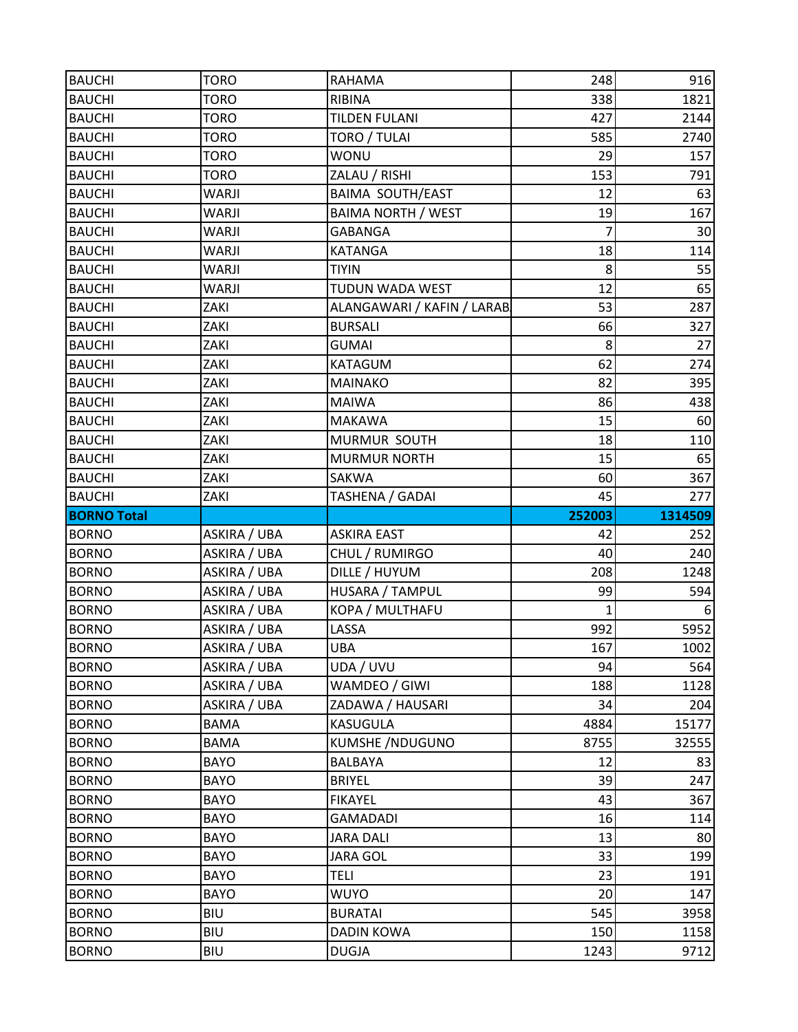| | | | | |
|---|---|---|---|---|
| BAUCHI | TORO | RAHAMA | 248 | 916 |
| BAUCHI | TORO | RIBINA | 338 | 1821 |
| BAUCHI | TORO | TILDEN FULANI | 427 | 2144 |
| BAUCHI | TORO | TORO / TULAI | 585 | 2740 |
| BAUCHI | TORO | WONU | 29 | 157 |
| BAUCHI | TORO | ZALAU / RISHI | 153 | 791 |
| BAUCHI | WARJI | BAIMA SOUTH/EAST | 12 | 63 |
| BAUCHI | WARJI | BAIMA NORTH / WEST | 19 | 167 |
| BAUCHI | WARJI | GABANGA | 7 | 30 |
| BAUCHI | WARJI | KATANGA | 18 | 114 |
| BAUCHI | WARJI | TIYIN | 8 | 55 |
| BAUCHI | WARJI | TUDUN WADA WEST | 12 | 65 |
| BAUCHI | ZAKI | ALANGAWARI / KAFIN / LARAB | 53 | 287 |
| BAUCHI | ZAKI | BURSALI | 66 | 327 |
| BAUCHI | ZAKI | GUMAI | 8 | 27 |
| BAUCHI | ZAKI | KATAGUM | 62 | 274 |
| BAUCHI | ZAKI | MAINAKO | 82 | 395 |
| BAUCHI | ZAKI | MAIWA | 86 | 438 |
| BAUCHI | ZAKI | MAKAWA | 15 | 60 |
| BAUCHI | ZAKI | MURMUR SOUTH | 18 | 110 |
| BAUCHI | ZAKI | MURMUR NORTH | 15 | 65 |
| BAUCHI | ZAKI | SAKWA | 60 | 367 |
| BAUCHI | ZAKI | TASHENA / GADAI | 45 | 277 |
| **BORNO Total** | | | **252003** | **1314509** |
| BORNO | ASKIRA / UBA | ASKIRA EAST | 42 | 252 |
| BORNO | ASKIRA / UBA | CHUL / RUMIRGO | 40 | 240 |
| BORNO | ASKIRA / UBA | DILLE / HUYUM | 208 | 1248 |
| BORNO | ASKIRA / UBA | HUSARA / TAMPUL | 99 | 594 |
| BORNO | ASKIRA / UBA | KOPA / MULTHAFU | 1 | 6 |
| BORNO | ASKIRA / UBA | LASSA | 992 | 5952 |
| BORNO | ASKIRA / UBA | UBA | 167 | 1002 |
| BORNO | ASKIRA / UBA | UDA / UVU | 94 | 564 |
| BORNO | ASKIRA / UBA | WAMDEO / GIWI | 188 | 1128 |
| BORNO | ASKIRA / UBA | ZADAWA / HAUSARI | 34 | 204 |
| BORNO | BAMA | KASUGULA | 4884 | 15177 |
| BORNO | BAMA | KUMSHE /NDUGUNO | 8755 | 32555 |
| BORNO | BAYO | BALBAYA | 12 | 83 |
| BORNO | BAYO | BRIYEL | 39 | 247 |
| BORNO | BAYO | FIKAYEL | 43 | 367 |
| BORNO | BAYO | GAMADADI | 16 | 114 |
| BORNO | BAYO | JARA DALI | 13 | 80 |
| BORNO | BAYO | JARA GOL | 33 | 199 |
| BORNO | BAYO | TELI | 23 | 191 |
| BORNO | BAYO | WUYO | 20 | 147 |
| BORNO | BIU | BURATAI | 545 | 3958 |
| BORNO | BIU | DADIN KOWA | 150 | 1158 |
| BORNO | BIU | DUGJA | 1243 | 9712 |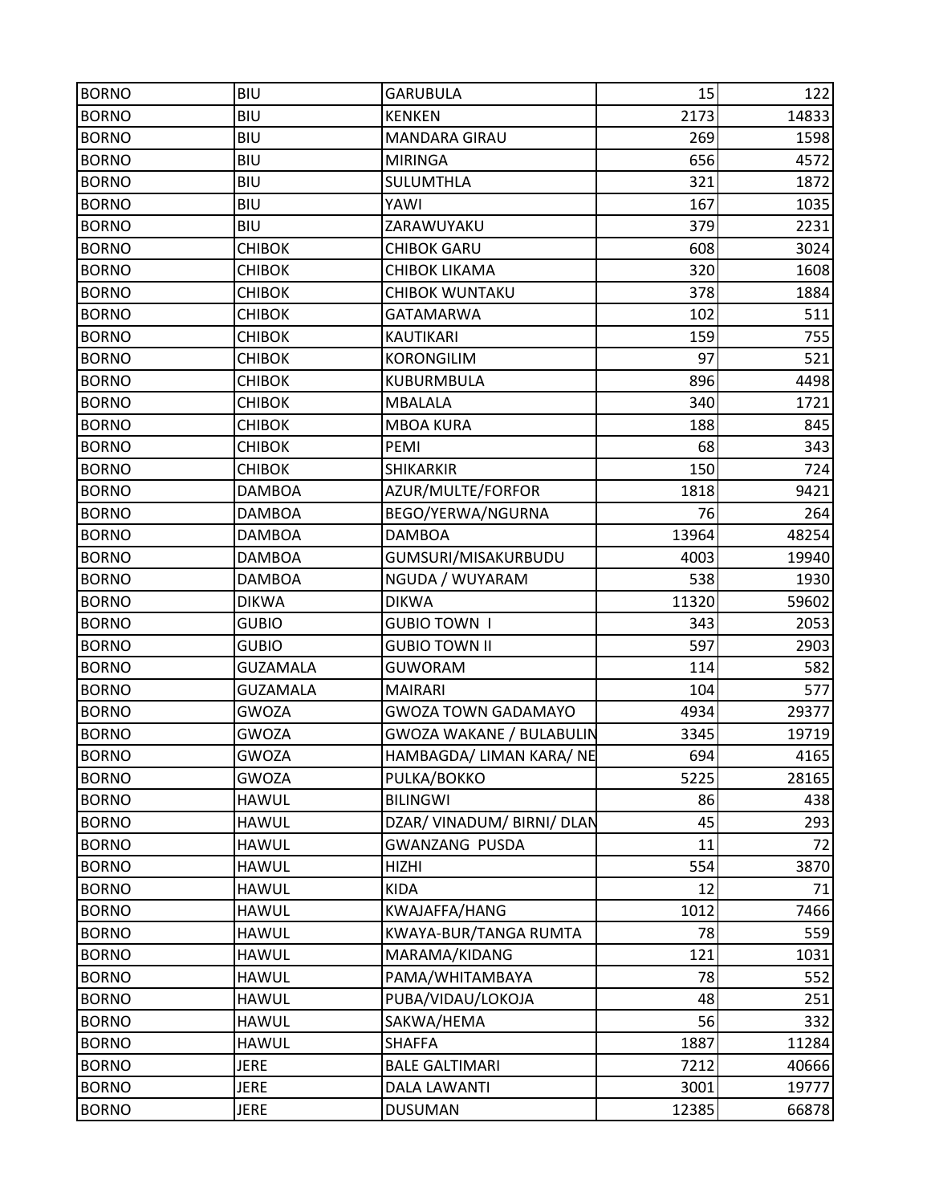| BORNO | BIU | GARUBULA | 15 | 122 |
|---|---|---|---|---|
| BORNO | BIU | KENKEN | 2173 | 14833 |
| BORNO | BIU | MANDARA GIRAU | 269 | 1598 |
| BORNO | BIU | MIRINGA | 656 | 4572 |
| BORNO | BIU | SULUMTHLA | 321 | 1872 |
| BORNO | BIU | YAWI | 167 | 1035 |
| BORNO | BIU | ZARAWUYAKU | 379 | 2231 |
| BORNO | CHIBOK | CHIBOK GARU | 608 | 3024 |
| BORNO | CHIBOK | CHIBOK LIKAMA | 320 | 1608 |
| BORNO | CHIBOK | CHIBOK WUNTAKU | 378 | 1884 |
| BORNO | CHIBOK | GATAMARWA | 102 | 511 |
| BORNO | CHIBOK | KAUTIKARI | 159 | 755 |
| BORNO | CHIBOK | KORONGILIM | 97 | 521 |
| BORNO | CHIBOK | KUBURMBULA | 896 | 4498 |
| BORNO | CHIBOK | MBALALA | 340 | 1721 |
| BORNO | CHIBOK | MBOA KURA | 188 | 845 |
| BORNO | CHIBOK | PEMI | 68 | 343 |
| BORNO | CHIBOK | SHIKARKIR | 150 | 724 |
| BORNO | DAMBOA | AZUR/MULTE/FORFOR | 1818 | 9421 |
| BORNO | DAMBOA | BEGO/YERWA/NGURNA | 76 | 264 |
| BORNO | DAMBOA | DAMBOA | 13964 | 48254 |
| BORNO | DAMBOA | GUMSURI/MISAKURBUDU | 4003 | 19940 |
| BORNO | DAMBOA | NGUDA / WUYARAM | 538 | 1930 |
| BORNO | DIKWA | DIKWA | 11320 | 59602 |
| BORNO | GUBIO | GUBIO TOWN I | 343 | 2053 |
| BORNO | GUBIO | GUBIO TOWN II | 597 | 2903 |
| BORNO | GUZAMALA | GUWORAM | 114 | 582 |
| BORNO | GUZAMALA | MAIRARI | 104 | 577 |
| BORNO | GWOZA | GWOZA TOWN GADAMAYO | 4934 | 29377 |
| BORNO | GWOZA | GWOZA WAKANE / BULABULIN | 3345 | 19719 |
| BORNO | GWOZA | HAMBAGDA/ LIMAN KARA/ NE | 694 | 4165 |
| BORNO | GWOZA | PULKA/BOKKO | 5225 | 28165 |
| BORNO | HAWUL | BILINGWI | 86 | 438 |
| BORNO | HAWUL | DZAR/ VINADUM/ BIRNI/ DLAN | 45 | 293 |
| BORNO | HAWUL | GWANZANG PUSDA | 11 | 72 |
| BORNO | HAWUL | HIZHI | 554 | 3870 |
| BORNO | HAWUL | KIDA | 12 | 71 |
| BORNO | HAWUL | KWAJAFFA/HANG | 1012 | 7466 |
| BORNO | HAWUL | KWAYA-BUR/TANGA RUMTA | 78 | 559 |
| BORNO | HAWUL | MARAMA/KIDANG | 121 | 1031 |
| BORNO | HAWUL | PAMA/WHITAMBAYA | 78 | 552 |
| BORNO | HAWUL | PUBA/VIDAU/LOKOJA | 48 | 251 |
| BORNO | HAWUL | SAKWA/HEMA | 56 | 332 |
| BORNO | HAWUL | SHAFFA | 1887 | 11284 |
| BORNO | JERE | BALE GALTIMARI | 7212 | 40666 |
| BORNO | JERE | DALA LAWANTI | 3001 | 19777 |
| BORNO | JERE | DUSUMAN | 12385 | 66878 |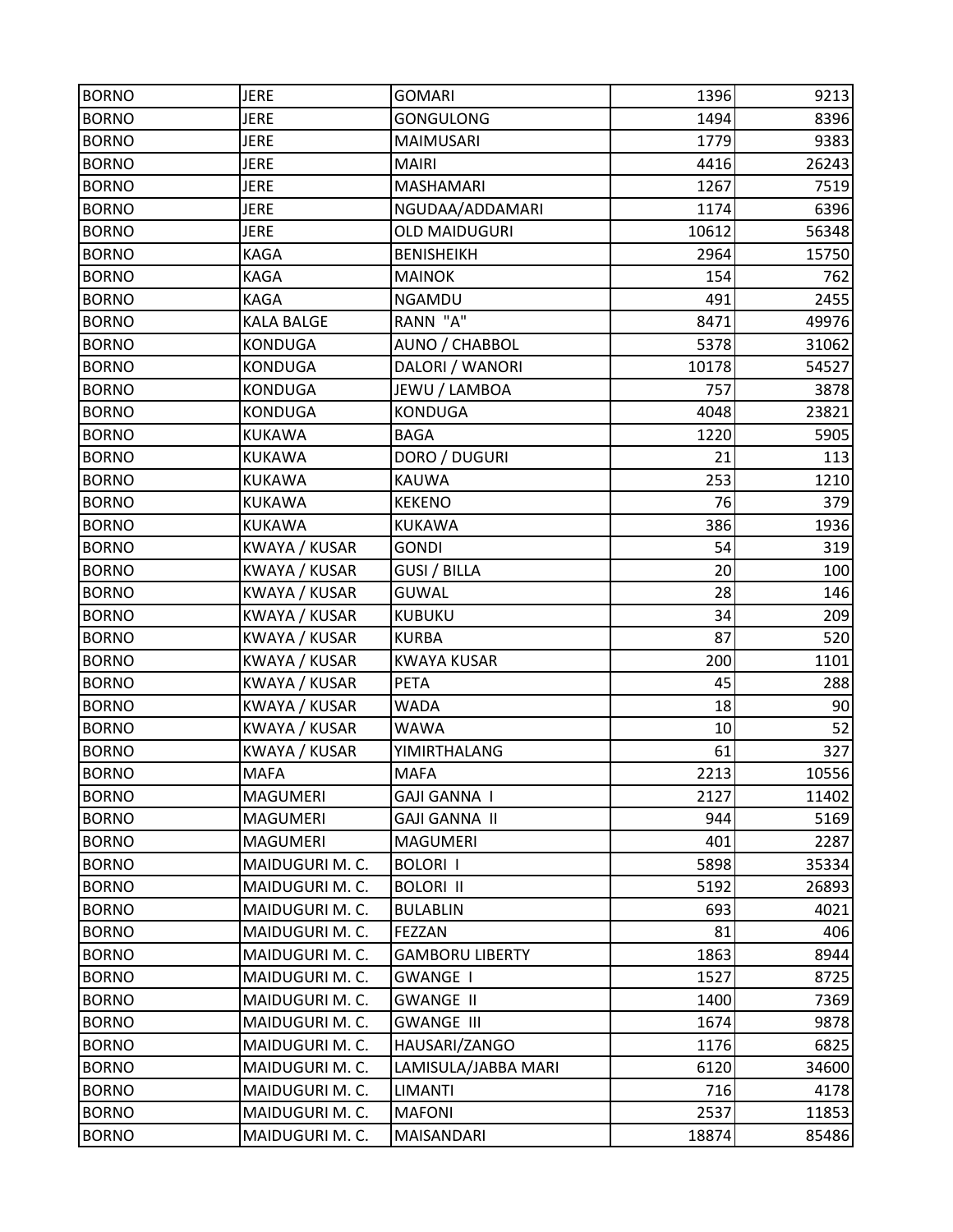| | | | | |
|---|---|---|---|---|
| BORNO | JERE | GOMARI | 1396 | 9213 |
| BORNO | JERE | GONGULONG | 1494 | 8396 |
| BORNO | JERE | MAIMUSARI | 1779 | 9383 |
| BORNO | JERE | MAIRI | 4416 | 26243 |
| BORNO | JERE | MASHAMARI | 1267 | 7519 |
| BORNO | JERE | NGUDAA/ADDAMARI | 1174 | 6396 |
| BORNO | JERE | OLD MAIDUGURI | 10612 | 56348 |
| BORNO | KAGA | BENISHEIKH | 2964 | 15750 |
| BORNO | KAGA | MAINOK | 154 | 762 |
| BORNO | KAGA | NGAMDU | 491 | 2455 |
| BORNO | KALA BALGE | RANN "A" | 8471 | 49976 |
| BORNO | KONDUGA | AUNO / CHABBOL | 5378 | 31062 |
| BORNO | KONDUGA | DALORI / WANORI | 10178 | 54527 |
| BORNO | KONDUGA | JEWU / LAMBOA | 757 | 3878 |
| BORNO | KONDUGA | KONDUGA | 4048 | 23821 |
| BORNO | KUKAWA | BAGA | 1220 | 5905 |
| BORNO | KUKAWA | DORO / DUGURI | 21 | 113 |
| BORNO | KUKAWA | KAUWA | 253 | 1210 |
| BORNO | KUKAWA | KEKENO | 76 | 379 |
| BORNO | KUKAWA | KUKAWA | 386 | 1936 |
| BORNO | KWAYA / KUSAR | GONDI | 54 | 319 |
| BORNO | KWAYA / KUSAR | GUSI / BILLA | 20 | 100 |
| BORNO | KWAYA / KUSAR | GUWAL | 28 | 146 |
| BORNO | KWAYA / KUSAR | KUBUKU | 34 | 209 |
| BORNO | KWAYA / KUSAR | KURBA | 87 | 520 |
| BORNO | KWAYA / KUSAR | KWAYA KUSAR | 200 | 1101 |
| BORNO | KWAYA / KUSAR | PETA | 45 | 288 |
| BORNO | KWAYA / KUSAR | WADA | 18 | 90 |
| BORNO | KWAYA / KUSAR | WAWA | 10 | 52 |
| BORNO | KWAYA / KUSAR | YIMIRTHALANG | 61 | 327 |
| BORNO | MAFA | MAFA | 2213 | 10556 |
| BORNO | MAGUMERI | GAJI GANNA I | 2127 | 11402 |
| BORNO | MAGUMERI | GAJI GANNA II | 944 | 5169 |
| BORNO | MAGUMERI | MAGUMERI | 401 | 2287 |
| BORNO | MAIDUGURI M. C. | BOLORI I | 5898 | 35334 |
| BORNO | MAIDUGURI M. C. | BOLORI II | 5192 | 26893 |
| BORNO | MAIDUGURI M. C. | BULABLIN | 693 | 4021 |
| BORNO | MAIDUGURI M. C. | FEZZAN | 81 | 406 |
| BORNO | MAIDUGURI M. C. | GAMBORU LIBERTY | 1863 | 8944 |
| BORNO | MAIDUGURI M. C. | GWANGE I | 1527 | 8725 |
| BORNO | MAIDUGURI M. C. | GWANGE II | 1400 | 7369 |
| BORNO | MAIDUGURI M. C. | GWANGE III | 1674 | 9878 |
| BORNO | MAIDUGURI M. C. | HAUSARI/ZANGO | 1176 | 6825 |
| BORNO | MAIDUGURI M. C. | LAMISULA/JABBA MARI | 6120 | 34600 |
| BORNO | MAIDUGURI M. C. | LIMANTI | 716 | 4178 |
| BORNO | MAIDUGURI M. C. | MAFONI | 2537 | 11853 |
| BORNO | MAIDUGURI M. C. | MAISANDARI | 18874 | 85486 |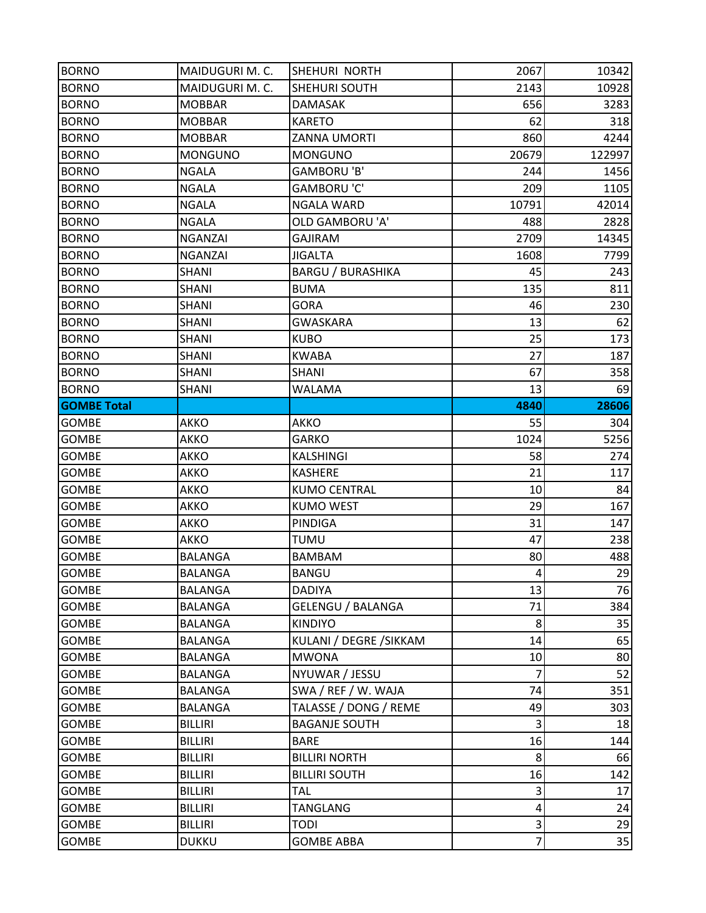| BORNO | MAIDUGURI M. C. | SHEHURI NORTH | 2067 | 10342 |
|---|---|---|---|---|
| BORNO | MAIDUGURI M. C. | SHEHURI SOUTH | 2143 | 10928 |
| BORNO | MOBBAR | DAMASAK | 656 | 3283 |
| BORNO | MOBBAR | KARETO | 62 | 318 |
| BORNO | MOBBAR | ZANNA UMORTI | 860 | 4244 |
| BORNO | MONGUNO | MONGUNO | 20679 | 122997 |
| BORNO | NGALA | GAMBORU 'B' | 244 | 1456 |
| BORNO | NGALA | GAMBORU 'C' | 209 | 1105 |
| BORNO | NGALA | NGALA WARD | 10791 | 42014 |
| BORNO | NGALA | OLD GAMBORU 'A' | 488 | 2828 |
| BORNO | NGANZAI | GAJIRAM | 2709 | 14345 |
| BORNO | NGANZAI | JIGALTA | 1608 | 7799 |
| BORNO | SHANI | BARGU / BURASHIKA | 45 | 243 |
| BORNO | SHANI | BUMA | 135 | 811 |
| BORNO | SHANI | GORA | 46 | 230 |
| BORNO | SHANI | GWASKARA | 13 | 62 |
| BORNO | SHANI | KUBO | 25 | 173 |
| BORNO | SHANI | KWABA | 27 | 187 |
| BORNO | SHANI | SHANI | 67 | 358 |
| BORNO | SHANI | WALAMA | 13 | 69 |
| **GOMBE Total** | | | **4840** | **28606** |
| GOMBE | AKKO | AKKO | 55 | 304 |
| GOMBE | AKKO | GARKO | 1024 | 5256 |
| GOMBE | AKKO | KALSHINGI | 58 | 274 |
| GOMBE | AKKO | KASHERE | 21 | 117 |
| GOMBE | AKKO | KUMO CENTRAL | 10 | 84 |
| GOMBE | AKKO | KUMO WEST | 29 | 167 |
| GOMBE | AKKO | PINDIGA | 31 | 147 |
| GOMBE | AKKO | TUMU | 47 | 238 |
| GOMBE | BALANGA | BAMBAM | 80 | 488 |
| GOMBE | BALANGA | BANGU | 4 | 29 |
| GOMBE | BALANGA | DADIYA | 13 | 76 |
| GOMBE | BALANGA | GELENGU / BALANGA | 71 | 384 |
| GOMBE | BALANGA | KINDIYO | 8 | 35 |
| GOMBE | BALANGA | KULANI / DEGRE /SIKKAM | 14 | 65 |
| GOMBE | BALANGA | MWONA | 10 | 80 |
| GOMBE | BALANGA | NYUWAR / JESSU | 7 | 52 |
| GOMBE | BALANGA | SWA / REF / W. WAJA | 74 | 351 |
| GOMBE | BALANGA | TALASSE / DONG / REME | 49 | 303 |
| GOMBE | BILLIRI | BAGANJE SOUTH | 3 | 18 |
| GOMBE | BILLIRI | BARE | 16 | 144 |
| GOMBE | BILLIRI | BILLIRI NORTH | 8 | 66 |
| GOMBE | BILLIRI | BILLIRI SOUTH | 16 | 142 |
| GOMBE | BILLIRI | TAL | 3 | 17 |
| GOMBE | BILLIRI | TANGLANG | 4 | 24 |
| GOMBE | BILLIRI | TODI | 3 | 29 |
| GOMBE | DUKKU | GOMBE ABBA | 7 | 35 |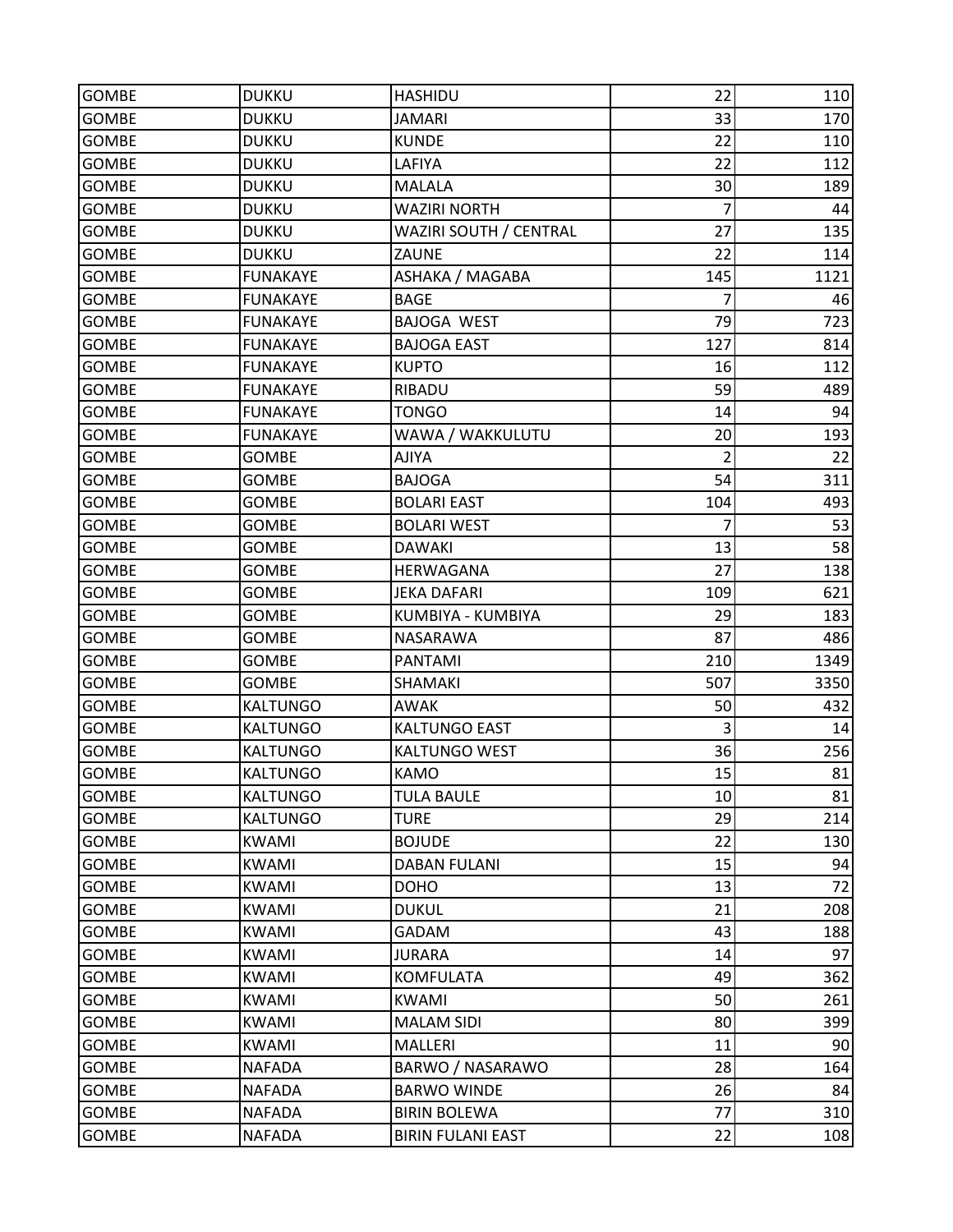| | | | | |
|---|---|---|---|---|
| GOMBE | DUKKU | HASHIDU | 22 | 110 |
| GOMBE | DUKKU | JAMARI | 33 | 170 |
| GOMBE | DUKKU | KUNDE | 22 | 110 |
| GOMBE | DUKKU | LAFIYA | 22 | 112 |
| GOMBE | DUKKU | MALALA | 30 | 189 |
| GOMBE | DUKKU | WAZIRI NORTH | 7 | 44 |
| GOMBE | DUKKU | WAZIRI SOUTH / CENTRAL | 27 | 135 |
| GOMBE | DUKKU | ZAUNE | 22 | 114 |
| GOMBE | FUNAKAYE | ASHAKA / MAGABA | 145 | 1121 |
| GOMBE | FUNAKAYE | BAGE | 7 | 46 |
| GOMBE | FUNAKAYE | BAJOGA WEST | 79 | 723 |
| GOMBE | FUNAKAYE | BAJOGA EAST | 127 | 814 |
| GOMBE | FUNAKAYE | KUPTO | 16 | 112 |
| GOMBE | FUNAKAYE | RIBADU | 59 | 489 |
| GOMBE | FUNAKAYE | TONGO | 14 | 94 |
| GOMBE | FUNAKAYE | WAWA / WAKKULUTU | 20 | 193 |
| GOMBE | GOMBE | AJIYA | 2 | 22 |
| GOMBE | GOMBE | BAJOGA | 54 | 311 |
| GOMBE | GOMBE | BOLARI EAST | 104 | 493 |
| GOMBE | GOMBE | BOLARI WEST | 7 | 53 |
| GOMBE | GOMBE | DAWAKI | 13 | 58 |
| GOMBE | GOMBE | HERWAGANA | 27 | 138 |
| GOMBE | GOMBE | JEKA DAFARI | 109 | 621 |
| GOMBE | GOMBE | KUMBIYA - KUMBIYA | 29 | 183 |
| GOMBE | GOMBE | NASARAWA | 87 | 486 |
| GOMBE | GOMBE | PANTAMI | 210 | 1349 |
| GOMBE | GOMBE | SHAMAKI | 507 | 3350 |
| GOMBE | KALTUNGO | AWAK | 50 | 432 |
| GOMBE | KALTUNGO | KALTUNGO EAST | 3 | 14 |
| GOMBE | KALTUNGO | KALTUNGO WEST | 36 | 256 |
| GOMBE | KALTUNGO | KAMO | 15 | 81 |
| GOMBE | KALTUNGO | TULA BAULE | 10 | 81 |
| GOMBE | KALTUNGO | TURE | 29 | 214 |
| GOMBE | KWAMI | BOJUDE | 22 | 130 |
| GOMBE | KWAMI | DABAN FULANI | 15 | 94 |
| GOMBE | KWAMI | DOHO | 13 | 72 |
| GOMBE | KWAMI | DUKUL | 21 | 208 |
| GOMBE | KWAMI | GADAM | 43 | 188 |
| GOMBE | KWAMI | JURARA | 14 | 97 |
| GOMBE | KWAMI | KOMFULATA | 49 | 362 |
| GOMBE | KWAMI | KWAMI | 50 | 261 |
| GOMBE | KWAMI | MALAM SIDI | 80 | 399 |
| GOMBE | KWAMI | MALLERI | 11 | 90 |
| GOMBE | NAFADA | BARWO / NASARAWO | 28 | 164 |
| GOMBE | NAFADA | BARWO WINDE | 26 | 84 |
| GOMBE | NAFADA | BIRIN BOLEWA | 77 | 310 |
| GOMBE | NAFADA | BIRIN FULANI EAST | 22 | 108 |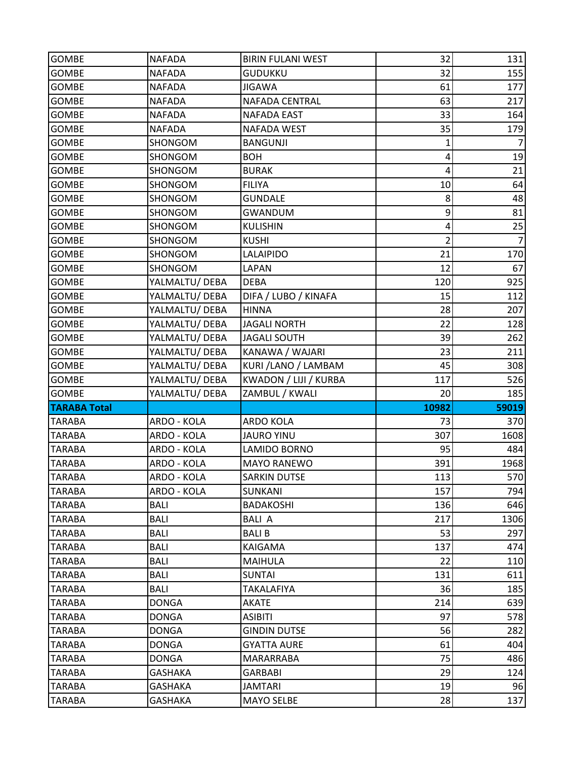| | | | | |
|---|---|---|---|---|
| GOMBE | NAFADA | BIRIN FULANI WEST | 32 | 131 |
| GOMBE | NAFADA | GUDUKKU | 32 | 155 |
| GOMBE | NAFADA | JIGAWA | 61 | 177 |
| GOMBE | NAFADA | NAFADA CENTRAL | 63 | 217 |
| GOMBE | NAFADA | NAFADA EAST | 33 | 164 |
| GOMBE | NAFADA | NAFADA WEST | 35 | 179 |
| GOMBE | SHONGOM | BANGUNJI | 1 | 7 |
| GOMBE | SHONGOM | BOH | 4 | 19 |
| GOMBE | SHONGOM | BURAK | 4 | 21 |
| GOMBE | SHONGOM | FILIYA | 10 | 64 |
| GOMBE | SHONGOM | GUNDALE | 8 | 48 |
| GOMBE | SHONGOM | GWANDUM | 9 | 81 |
| GOMBE | SHONGOM | KULISHIN | 4 | 25 |
| GOMBE | SHONGOM | KUSHI | 2 | 7 |
| GOMBE | SHONGOM | LALAIPIDO | 21 | 170 |
| GOMBE | SHONGOM | LAPAN | 12 | 67 |
| GOMBE | YALMALTU/ DEBA | DEBA | 120 | 925 |
| GOMBE | YALMALTU/ DEBA | DIFA / LUBO / KINAFA | 15 | 112 |
| GOMBE | YALMALTU/ DEBA | HINNA | 28 | 207 |
| GOMBE | YALMALTU/ DEBA | JAGALI NORTH | 22 | 128 |
| GOMBE | YALMALTU/ DEBA | JAGALI SOUTH | 39 | 262 |
| GOMBE | YALMALTU/ DEBA | KANAWA / WAJARI | 23 | 211 |
| GOMBE | YALMALTU/ DEBA | KURI /LANO / LAMBAM | 45 | 308 |
| GOMBE | YALMALTU/ DEBA | KWADON / LIJI / KURBA | 117 | 526 |
| GOMBE | YALMALTU/ DEBA | ZAMBUL / KWALI | 20 | 185 |
| **TARABA Total** | | | **10982** | **59019** |
| TARABA | ARDO - KOLA | ARDO KOLA | 73 | 370 |
| TARABA | ARDO - KOLA | JAURO YINU | 307 | 1608 |
| TARABA | ARDO - KOLA | LAMIDO BORNO | 95 | 484 |
| TARABA | ARDO - KOLA | MAYO RANEWO | 391 | 1968 |
| TARABA | ARDO - KOLA | SARKIN DUTSE | 113 | 570 |
| TARABA | ARDO - KOLA | SUNKANI | 157 | 794 |
| TARABA | BALI | BADAKOSHI | 136 | 646 |
| TARABA | BALI | BALI A | 217 | 1306 |
| TARABA | BALI | BALI B | 53 | 297 |
| TARABA | BALI | KAIGAMA | 137 | 474 |
| TARABA | BALI | MAIHULA | 22 | 110 |
| TARABA | BALI | SUNTAI | 131 | 611 |
| TARABA | BALI | TAKALAFIYA | 36 | 185 |
| TARABA | DONGA | AKATE | 214 | 639 |
| TARABA | DONGA | ASIBITI | 97 | 578 |
| TARABA | DONGA | GINDIN DUTSE | 56 | 282 |
| TARABA | DONGA | GYATTA AURE | 61 | 404 |
| TARABA | DONGA | MARARRABA | 75 | 486 |
| TARABA | GASHAKA | GARBABI | 29 | 124 |
| TARABA | GASHAKA | JAMTARI | 19 | 96 |
| TARABA | GASHAKA | MAYO SELBE | 28 | 137 |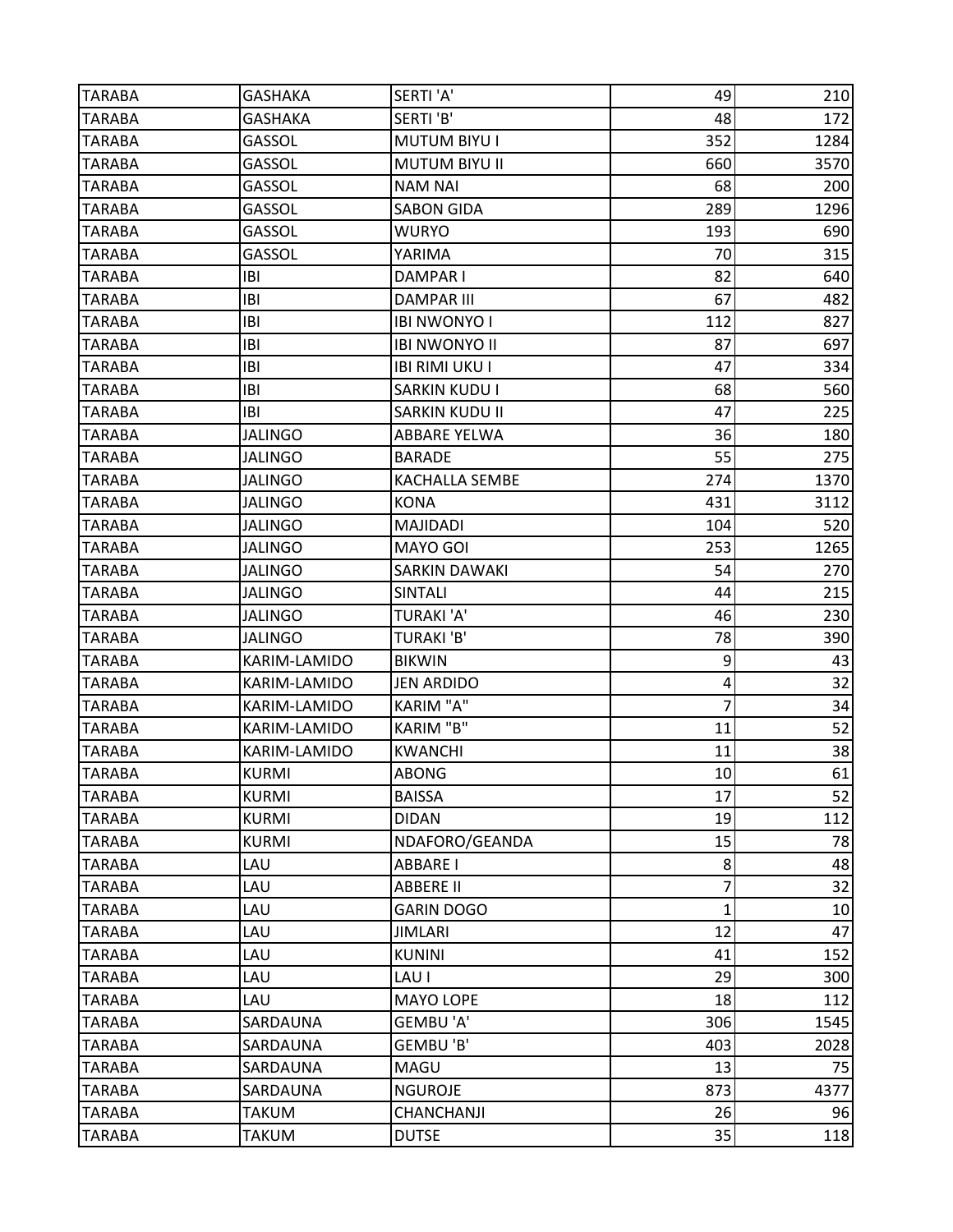| | | | | |
|---|---|---|---|---|
| TARABA | GASHAKA | SERTI 'A' | 49 | 210 |
| TARABA | GASHAKA | SERTI 'B' | 48 | 172 |
| TARABA | GASSOL | MUTUM BIYU I | 352 | 1284 |
| TARABA | GASSOL | MUTUM BIYU II | 660 | 3570 |
| TARABA | GASSOL | NAM NAI | 68 | 200 |
| TARABA | GASSOL | SABON GIDA | 289 | 1296 |
| TARABA | GASSOL | WURYO | 193 | 690 |
| TARABA | GASSOL | YARIMA | 70 | 315 |
| TARABA | IBI | DAMPAR I | 82 | 640 |
| TARABA | IBI | DAMPAR III | 67 | 482 |
| TARABA | IBI | IBI NWONYO I | 112 | 827 |
| TARABA | IBI | IBI NWONYO II | 87 | 697 |
| TARABA | IBI | IBI RIMI UKU I | 47 | 334 |
| TARABA | IBI | SARKIN KUDU I | 68 | 560 |
| TARABA | IBI | SARKIN KUDU II | 47 | 225 |
| TARABA | JALINGO | ABBARE YELWA | 36 | 180 |
| TARABA | JALINGO | BARADE | 55 | 275 |
| TARABA | JALINGO | KACHALLA SEMBE | 274 | 1370 |
| TARABA | JALINGO | KONA | 431 | 3112 |
| TARABA | JALINGO | MAJIDADI | 104 | 520 |
| TARABA | JALINGO | MAYO GOI | 253 | 1265 |
| TARABA | JALINGO | SARKIN DAWAKI | 54 | 270 |
| TARABA | JALINGO | SINTALI | 44 | 215 |
| TARABA | JALINGO | TURAKI 'A' | 46 | 230 |
| TARABA | JALINGO | TURAKI 'B' | 78 | 390 |
| TARABA | KARIM-LAMIDO | BIKWIN | 9 | 43 |
| TARABA | KARIM-LAMIDO | JEN ARDIDO | 4 | 32 |
| TARABA | KARIM-LAMIDO | KARIM "A" | 7 | 34 |
| TARABA | KARIM-LAMIDO | KARIM "B" | 11 | 52 |
| TARABA | KARIM-LAMIDO | KWANCHI | 11 | 38 |
| TARABA | KURMI | ABONG | 10 | 61 |
| TARABA | KURMI | BAISSA | 17 | 52 |
| TARABA | KURMI | DIDAN | 19 | 112 |
| TARABA | KURMI | NDAFORO/GEANDA | 15 | 78 |
| TARABA | LAU | ABBARE I | 8 | 48 |
| TARABA | LAU | ABBERE II | 7 | 32 |
| TARABA | LAU | GARIN DOGO | 1 | 10 |
| TARABA | LAU | JIMLARI | 12 | 47 |
| TARABA | LAU | KUNINI | 41 | 152 |
| TARABA | LAU | LAU I | 29 | 300 |
| TARABA | LAU | MAYO LOPE | 18 | 112 |
| TARABA | SARDAUNA | GEMBU 'A' | 306 | 1545 |
| TARABA | SARDAUNA | GEMBU 'B' | 403 | 2028 |
| TARABA | SARDAUNA | MAGU | 13 | 75 |
| TARABA | SARDAUNA | NGUROJE | 873 | 4377 |
| TARABA | TAKUM | CHANCHANJI | 26 | 96 |
| TARABA | TAKUM | DUTSE | 35 | 118 |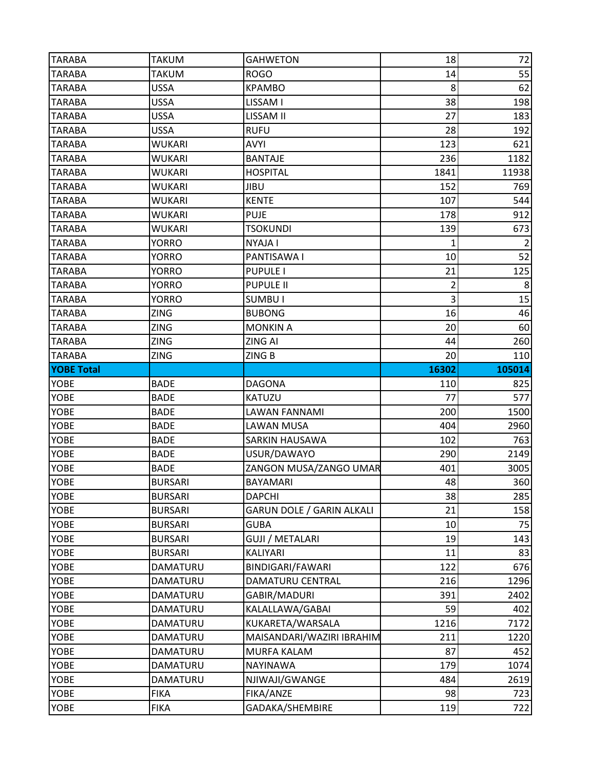| | | | | |
|---|---|---|---|---|
| TARABA | TAKUM | GAHWETON | 18 | 72 |
| TARABA | TAKUM | ROGO | 14 | 55 |
| TARABA | USSA | KPAMBO | 8 | 62 |
| TARABA | USSA | LISSAM I | 38 | 198 |
| TARABA | USSA | LISSAM II | 27 | 183 |
| TARABA | USSA | RUFU | 28 | 192 |
| TARABA | WUKARI | AVYI | 123 | 621 |
| TARABA | WUKARI | BANTAJE | 236 | 1182 |
| TARABA | WUKARI | HOSPITAL | 1841 | 11938 |
| TARABA | WUKARI | JIBU | 152 | 769 |
| TARABA | WUKARI | KENTE | 107 | 544 |
| TARABA | WUKARI | PUJE | 178 | 912 |
| TARABA | WUKARI | TSOKUNDI | 139 | 673 |
| TARABA | YORRO | NYAJA I | 1 | 2 |
| TARABA | YORRO | PANTISAWA I | 10 | 52 |
| TARABA | YORRO | PUPULE I | 21 | 125 |
| TARABA | YORRO | PUPULE II | 2 | 8 |
| TARABA | YORRO | SUMBU I | 3 | 15 |
| TARABA | ZING | BUBONG | 16 | 46 |
| TARABA | ZING | MONKIN A | 20 | 60 |
| TARABA | ZING | ZING AI | 44 | 260 |
| TARABA | ZING | ZING B | 20 | 110 |
| **YOBE Total** | | | **16302** | **105014** |
| YOBE | BADE | DAGONA | 110 | 825 |
| YOBE | BADE | KATUZU | 77 | 577 |
| YOBE | BADE | LAWAN FANNAMI | 200 | 1500 |
| YOBE | BADE | LAWAN MUSA | 404 | 2960 |
| YOBE | BADE | SARKIN HAUSAWA | 102 | 763 |
| YOBE | BADE | USUR/DAWAYO | 290 | 2149 |
| YOBE | BADE | ZANGON MUSA/ZANGO UMAR | 401 | 3005 |
| YOBE | BURSARI | BAYAMARI | 48 | 360 |
| YOBE | BURSARI | DAPCHI | 38 | 285 |
| YOBE | BURSARI | GARUN DOLE / GARIN ALKALI | 21 | 158 |
| YOBE | BURSARI | GUBA | 10 | 75 |
| YOBE | BURSARI | GUJI / METALARI | 19 | 143 |
| YOBE | BURSARI | KALIYARI | 11 | 83 |
| YOBE | DAMATURU | BINDIGARI/FAWARI | 122 | 676 |
| YOBE | DAMATURU | DAMATURU CENTRAL | 216 | 1296 |
| YOBE | DAMATURU | GABIR/MADURI | 391 | 2402 |
| YOBE | DAMATURU | KALALLAWA/GABAI | 59 | 402 |
| YOBE | DAMATURU | KUKARETA/WARSALA | 1216 | 7172 |
| YOBE | DAMATURU | MAISANDARI/WAZIRI IBRAHIM | 211 | 1220 |
| YOBE | DAMATURU | MURFA KALAM | 87 | 452 |
| YOBE | DAMATURU | NAYINAWA | 179 | 1074 |
| YOBE | DAMATURU | NJIWAJI/GWANGE | 484 | 2619 |
| YOBE | FIKA | FIKA/ANZE | 98 | 723 |
| YOBE | FIKA | GADAKA/SHEMBIRE | 119 | 722 |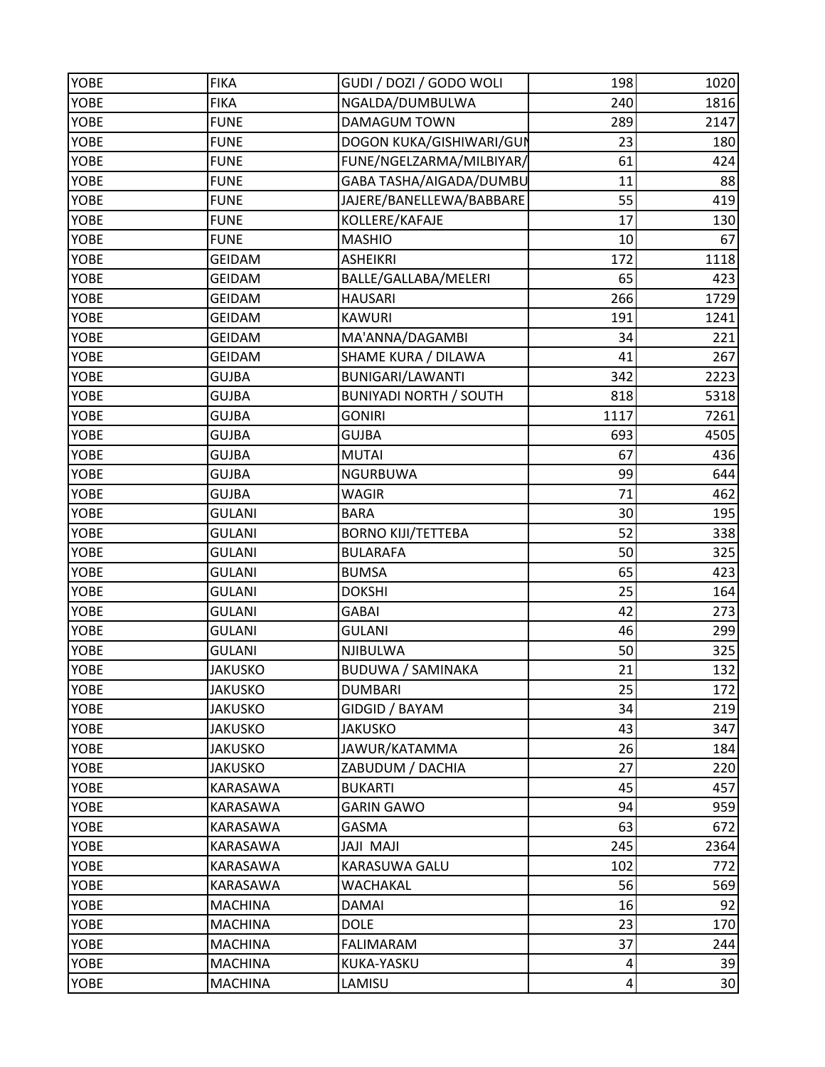| | | | | |
|---|---|---|---|---|
| YOBE | FIKA | GUDI / DOZI / GODO WOLI | 198 | 1020 |
| YOBE | FIKA | NGALDA/DUMBULWA | 240 | 1816 |
| YOBE | FUNE | DAMAGUM TOWN | 289 | 2147 |
| YOBE | FUNE | DOGON KUKA/GISHIWARI/GUI | 23 | 180 |
| YOBE | FUNE | FUNE/NGELZARMA/MILBIYAR/ | 61 | 424 |
| YOBE | FUNE | GABA TASHA/AIGADA/DUMBU | 11 | 88 |
| YOBE | FUNE | JAJERE/BANELLEWA/BABBARE | 55 | 419 |
| YOBE | FUNE | KOLLERE/KAFAJE | 17 | 130 |
| YOBE | FUNE | MASHIO | 10 | 67 |
| YOBE | GEIDAM | ASHEIKRI | 172 | 1118 |
| YOBE | GEIDAM | BALLE/GALLABA/MELERI | 65 | 423 |
| YOBE | GEIDAM | HAUSARI | 266 | 1729 |
| YOBE | GEIDAM | KAWURI | 191 | 1241 |
| YOBE | GEIDAM | MA'ANNA/DAGAMBI | 34 | 221 |
| YOBE | GEIDAM | SHAME KURA / DILAWA | 41 | 267 |
| YOBE | GUJBA | BUNIGARI/LAWANTI | 342 | 2223 |
| YOBE | GUJBA | BUNIYADI NORTH / SOUTH | 818 | 5318 |
| YOBE | GUJBA | GONIRI | 1117 | 7261 |
| YOBE | GUJBA | GUJBA | 693 | 4505 |
| YOBE | GUJBA | MUTAI | 67 | 436 |
| YOBE | GUJBA | NGURBUWA | 99 | 644 |
| YOBE | GUJBA | WAGIR | 71 | 462 |
| YOBE | GULANI | BARA | 30 | 195 |
| YOBE | GULANI | BORNO KIJI/TETTEBA | 52 | 338 |
| YOBE | GULANI | BULARAFA | 50 | 325 |
| YOBE | GULANI | BUMSA | 65 | 423 |
| YOBE | GULANI | DOKSHI | 25 | 164 |
| YOBE | GULANI | GABAI | 42 | 273 |
| YOBE | GULANI | GULANI | 46 | 299 |
| YOBE | GULANI | NJIBULWA | 50 | 325 |
| YOBE | JAKUSKO | BUDUWA / SAMINAKA | 21 | 132 |
| YOBE | JAKUSKO | DUMBARI | 25 | 172 |
| YOBE | JAKUSKO | GIDGID / BAYAM | 34 | 219 |
| YOBE | JAKUSKO | JAKUSKO | 43 | 347 |
| YOBE | JAKUSKO | JAWUR/KATAMMA | 26 | 184 |
| YOBE | JAKUSKO | ZABUDUM / DACHIA | 27 | 220 |
| YOBE | KARASAWA | BUKARTI | 45 | 457 |
| YOBE | KARASAWA | GARIN GAWO | 94 | 959 |
| YOBE | KARASAWA | GASMA | 63 | 672 |
| YOBE | KARASAWA | JAJI MAJI | 245 | 2364 |
| YOBE | KARASAWA | KARASUWA GALU | 102 | 772 |
| YOBE | KARASAWA | WACHAKAL | 56 | 569 |
| YOBE | MACHINA | DAMAI | 16 | 92 |
| YOBE | MACHINA | DOLE | 23 | 170 |
| YOBE | MACHINA | FALIMARAM | 37 | 244 |
| YOBE | MACHINA | KUKA-YASKU | 4 | 39 |
| YOBE | MACHINA | LAMISU | 4 | 30 |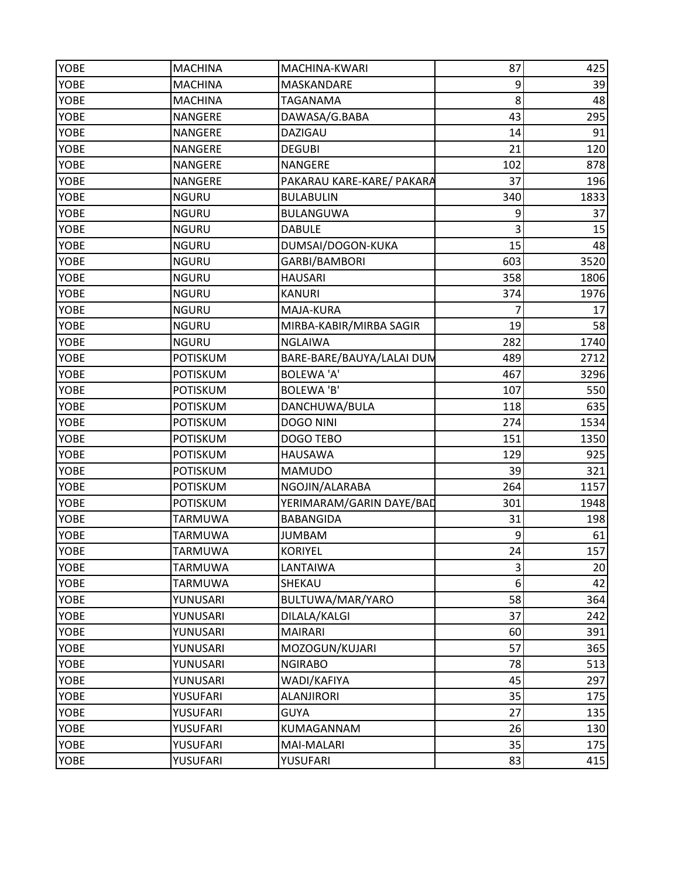| | | | | |
|---|---|---|---|---|
| YOBE | MACHINA | MACHINA-KWARI | 87 | 425 |
| YOBE | MACHINA | MASKANDARE | 9 | 39 |
| YOBE | MACHINA | TAGANAMA | 8 | 48 |
| YOBE | NANGERE | DAWASA/G.BABA | 43 | 295 |
| YOBE | NANGERE | DAZIGAU | 14 | 91 |
| YOBE | NANGERE | DEGUBI | 21 | 120 |
| YOBE | NANGERE | NANGERE | 102 | 878 |
| YOBE | NANGERE | PAKARAU KARE-KARE/ PAKARA | 37 | 196 |
| YOBE | NGURU | BULABULIN | 340 | 1833 |
| YOBE | NGURU | BULANGUWA | 9 | 37 |
| YOBE | NGURU | DABULE | 3 | 15 |
| YOBE | NGURU | DUMSAI/DOGON-KUKA | 15 | 48 |
| YOBE | NGURU | GARBI/BAMBORI | 603 | 3520 |
| YOBE | NGURU | HAUSARI | 358 | 1806 |
| YOBE | NGURU | KANURI | 374 | 1976 |
| YOBE | NGURU | MAJA-KURA | 7 | 17 |
| YOBE | NGURU | MIRBA-KABIR/MIRBA SAGIR | 19 | 58 |
| YOBE | NGURU | NGLAIWA | 282 | 1740 |
| YOBE | POTISKUM | BARE-BARE/BAUYA/LALAI DUM | 489 | 2712 |
| YOBE | POTISKUM | BOLEWA 'A' | 467 | 3296 |
| YOBE | POTISKUM | BOLEWA 'B' | 107 | 550 |
| YOBE | POTISKUM | DANCHUWA/BULA | 118 | 635 |
| YOBE | POTISKUM | DOGO NINI | 274 | 1534 |
| YOBE | POTISKUM | DOGO TEBO | 151 | 1350 |
| YOBE | POTISKUM | HAUSAWA | 129 | 925 |
| YOBE | POTISKUM | MAMUDO | 39 | 321 |
| YOBE | POTISKUM | NGOJIN/ALARABA | 264 | 1157 |
| YOBE | POTISKUM | YERIMARAM/GARIN DAYE/BAD | 301 | 1948 |
| YOBE | TARMUWA | BABANGIDA | 31 | 198 |
| YOBE | TARMUWA | JUMBAM | 9 | 61 |
| YOBE | TARMUWA | KORIYEL | 24 | 157 |
| YOBE | TARMUWA | LANTAIWA | 3 | 20 |
| YOBE | TARMUWA | SHEKAU | 6 | 42 |
| YOBE | YUNUSARI | BULTUWA/MAR/YARO | 58 | 364 |
| YOBE | YUNUSARI | DILALA/KALGI | 37 | 242 |
| YOBE | YUNUSARI | MAIRARI | 60 | 391 |
| YOBE | YUNUSARI | MOZOGUN/KUJARI | 57 | 365 |
| YOBE | YUNUSARI | NGIRABO | 78 | 513 |
| YOBE | YUNUSARI | WADI/KAFIYA | 45 | 297 |
| YOBE | YUSUFARI | ALANJIRORI | 35 | 175 |
| YOBE | YUSUFARI | GUYA | 27 | 135 |
| YOBE | YUSUFARI | KUMAGANNAM | 26 | 130 |
| YOBE | YUSUFARI | MAI-MALARI | 35 | 175 |
| YOBE | YUSUFARI | YUSUFARI | 83 | 415 |